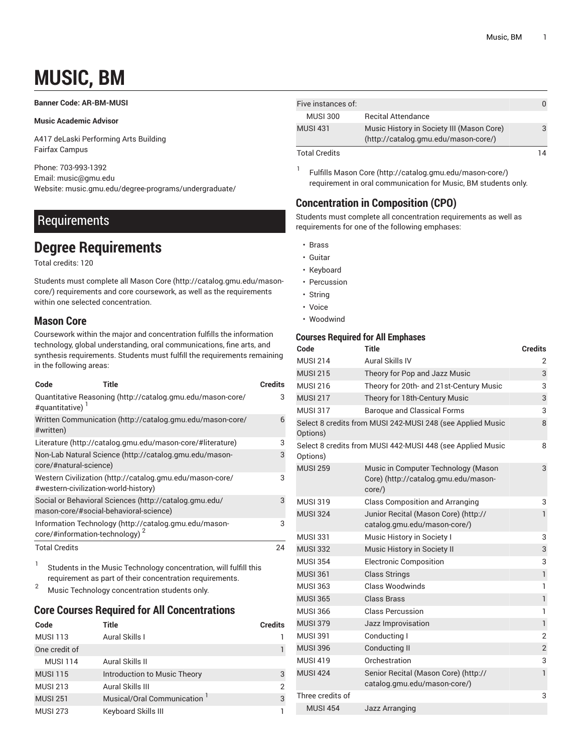# MUSIC, BM

**Banner Code: AR-BM-MUSI**

**Music Academic Advisor**

A417 deLaski Performing Arts Building
Fairfax Campus

Phone: 703-993-1392
Email: music@gmu.edu
Website: music.gmu.edu/degree-programs/undergraduate/

## Requirements

# Degree Requirements

Total credits: 120

Students must complete all Mason Core (http://catalog.gmu.edu/mason-core/) requirements and core coursework, as well as the requirements within one selected concentration.

### Mason Core

Coursework within the major and concentration fulfills the information technology, global understanding, oral communications, fine arts, and synthesis requirements. Students must fulfill the requirements remaining in the following areas:

| Code | Title | Credits |
|---|---|---|
| Quantitative Reasoning (http://catalog.gmu.edu/mason-core/#quantitative) [1] | | 3 |
| Written Communication (http://catalog.gmu.edu/mason-core/#written) | | 6 |
| Literature (http://catalog.gmu.edu/mason-core/#literature) | | 3 |
| Non-Lab Natural Science (http://catalog.gmu.edu/mason-core/#natural-science) | | 3 |
| Western Civilization (http://catalog.gmu.edu/mason-core/#western-civilization-world-history) | | 3 |
| Social or Behavioral Sciences (http://catalog.gmu.edu/mason-core/#social-behavioral-science) | | 3 |
| Information Technology (http://catalog.gmu.edu/mason-core/#information-technology) [2] | | 3 |
| Total Credits | | 24 |

[1] Students in the Music Technology concentration, will fulfill this requirement as part of their concentration requirements.

[2] Music Technology concentration students only.

### Core Courses Required for All Concentrations

| Code | Title | Credits |
|---|---|---|
| MUSI 113 | Aural Skills I | 1 |
| One credit of | | 1 |
| MUSI 114 | Aural Skills II | |
| MUSI 115 | Introduction to Music Theory | 3 |
| MUSI 213 | Aural Skills III | 2 |
| MUSI 251 | Musical/Oral Communication [1] | 3 |
| MUSI 273 | Keyboard Skills III | 1 |
| Five instances of: | | 0 |
| MUSI 300 | Recital Attendance | |
| MUSI 431 | Music History in Society III (Mason Core) (http://catalog.gmu.edu/mason-core/) | 3 |
| Total Credits | | 14 |

[1] Fulfills Mason Core (http://catalog.gmu.edu/mason-core/) requirement in oral communication for Music, BM students only.

### Concentration in Composition (CPO)

Students must complete all concentration requirements as well as requirements for one of the following emphases:

- Brass
- Guitar
- Keyboard
- Percussion
- String
- Voice
- Woodwind

#### Courses Required for All Emphases

| Code | Title | Credits |
|---|---|---|
| MUSI 214 | Aural Skills IV | 2 |
| MUSI 215 | Theory for Pop and Jazz Music | 3 |
| MUSI 216 | Theory for 20th- and 21st-Century Music | 3 |
| MUSI 217 | Theory for 18th-Century Music | 3 |
| MUSI 317 | Baroque and Classical Forms | 3 |
| Select 8 credits from MUSI 242-MUSI 248 (see Applied Music Options) | | 8 |
| Select 8 credits from MUSI 442-MUSI 448 (see Applied Music Options) | | 8 |
| MUSI 259 | Music in Computer Technology (Mason Core) (http://catalog.gmu.edu/mason-core/) | 3 |
| MUSI 319 | Class Composition and Arranging | 3 |
| MUSI 324 | Junior Recital (Mason Core) (http://catalog.gmu.edu/mason-core/) | 1 |
| MUSI 331 | Music History in Society I | 3 |
| MUSI 332 | Music History in Society II | 3 |
| MUSI 354 | Electronic Composition | 3 |
| MUSI 361 | Class Strings | 1 |
| MUSI 363 | Class Woodwinds | 1 |
| MUSI 365 | Class Brass | 1 |
| MUSI 366 | Class Percussion | 1 |
| MUSI 379 | Jazz Improvisation | 1 |
| MUSI 391 | Conducting I | 2 |
| MUSI 396 | Conducting II | 2 |
| MUSI 419 | Orchestration | 3 |
| MUSI 424 | Senior Recital (Mason Core) (http://catalog.gmu.edu/mason-core/) | 1 |
| Three credits of | | 3 |
| MUSI 454 | Jazz Arranging | |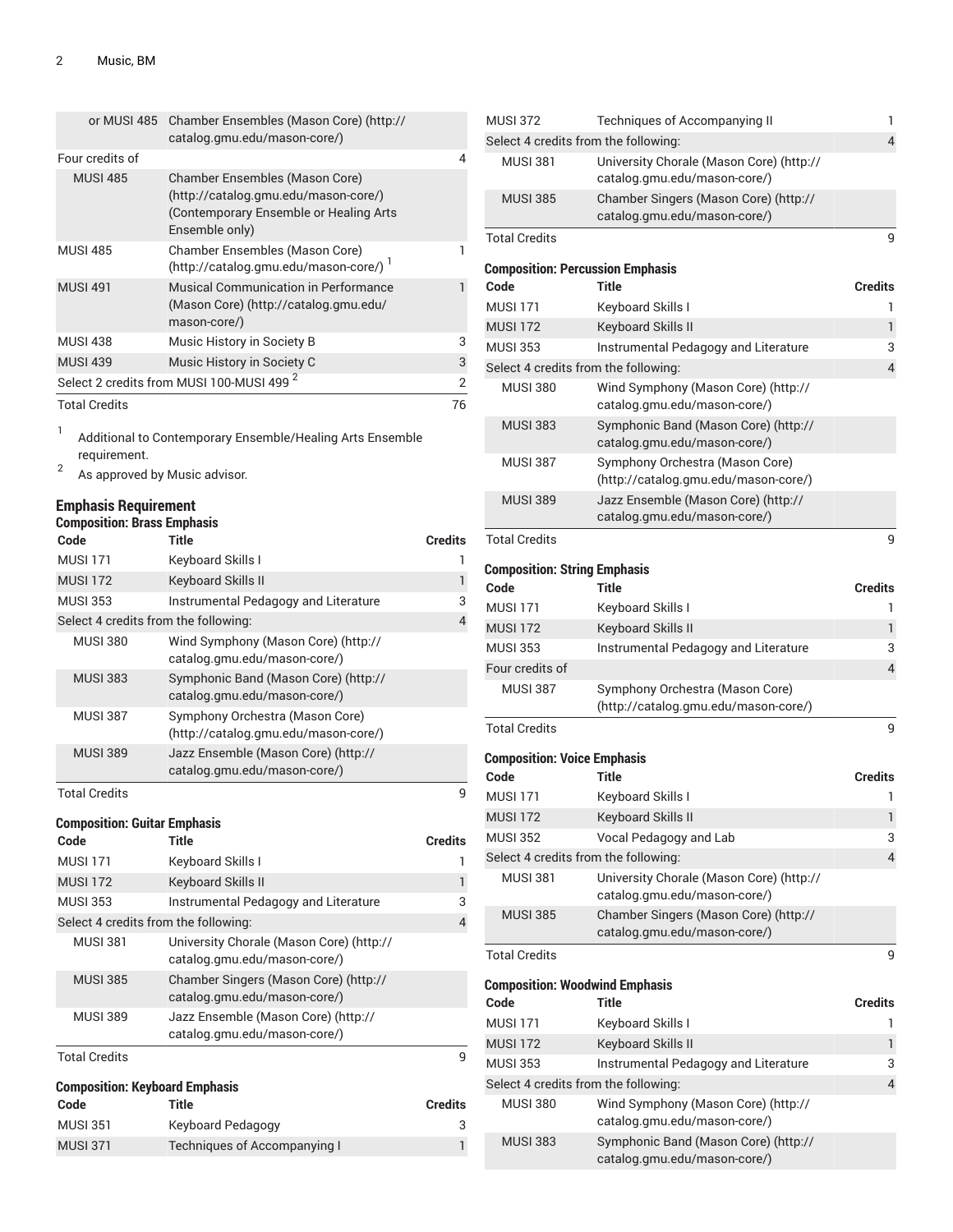| Code | Title | Credits |
|---|---|---|
| or MUSI 485 | Chamber Ensembles (Mason Core) (http://catalog.gmu.edu/mason-core/) | |
| Four credits of | | 4 |
| MUSI 485 | Chamber Ensembles (Mason Core) (http://catalog.gmu.edu/mason-core/) (Contemporary Ensemble or Healing Arts Ensemble only) | |
| MUSI 485 | Chamber Ensembles (Mason Core) (http://catalog.gmu.edu/mason-core/) [1] | 1 |
| MUSI 491 | Musical Communication in Performance (Mason Core) (http://catalog.gmu.edu/mason-core/) | 1 |
| MUSI 438 | Music History in Society B | 3 |
| MUSI 439 | Music History in Society C | 3 |
| Select 2 credits from MUSI 100-MUSI 499 [2] | | 2 |
| Total Credits | | 76 |

1. Additional to Contemporary Ensemble/Healing Arts Ensemble requirement.
2. As approved by Music advisor.

## Emphasis Requirement

### Composition: Brass Emphasis

| Code | Title | Credits |
|---|---|---|
| MUSI 171 | Keyboard Skills I | 1 |
| MUSI 172 | Keyboard Skills II | 1 |
| MUSI 353 | Instrumental Pedagogy and Literature | 3 |
| Select 4 credits from the following: | | 4 |
| MUSI 380 | Wind Symphony (Mason Core) (http://catalog.gmu.edu/mason-core/) | |
| MUSI 383 | Symphonic Band (Mason Core) (http://catalog.gmu.edu/mason-core/) | |
| MUSI 387 | Symphony Orchestra (Mason Core) (http://catalog.gmu.edu/mason-core/) | |
| MUSI 389 | Jazz Ensemble (Mason Core) (http://catalog.gmu.edu/mason-core/) | |
| Total Credits | | 9 |

### Composition: Guitar Emphasis

| Code | Title | Credits |
|---|---|---|
| MUSI 171 | Keyboard Skills I | 1 |
| MUSI 172 | Keyboard Skills II | 1 |
| MUSI 353 | Instrumental Pedagogy and Literature | 3 |
| Select 4 credits from the following: | | 4 |
| MUSI 381 | University Chorale (Mason Core) (http://catalog.gmu.edu/mason-core/) | |
| MUSI 385 | Chamber Singers (Mason Core) (http://catalog.gmu.edu/mason-core/) | |
| MUSI 389 | Jazz Ensemble (Mason Core) (http://catalog.gmu.edu/mason-core/) | |
| Total Credits | | 9 |

### Composition: Keyboard Emphasis

| Code | Title | Credits |
|---|---|---|
| MUSI 351 | Keyboard Pedagogy | 3 |
| MUSI 371 | Techniques of Accompanying I | 1 |
| MUSI 372 | Techniques of Accompanying II | 1 |
| Select 4 credits from the following: | | 4 |
| MUSI 381 | University Chorale (Mason Core) (http://catalog.gmu.edu/mason-core/) | |
| MUSI 385 | Chamber Singers (Mason Core) (http://catalog.gmu.edu/mason-core/) | |
| Total Credits | | 9 |

### Composition: Percussion Emphasis

| Code | Title | Credits |
|---|---|---|
| MUSI 171 | Keyboard Skills I | 1 |
| MUSI 172 | Keyboard Skills II | 1 |
| MUSI 353 | Instrumental Pedagogy and Literature | 3 |
| Select 4 credits from the following: | | 4 |
| MUSI 380 | Wind Symphony (Mason Core) (http://catalog.gmu.edu/mason-core/) | |
| MUSI 383 | Symphonic Band (Mason Core) (http://catalog.gmu.edu/mason-core/) | |
| MUSI 387 | Symphony Orchestra (Mason Core) (http://catalog.gmu.edu/mason-core/) | |
| MUSI 389 | Jazz Ensemble (Mason Core) (http://catalog.gmu.edu/mason-core/) | |
| Total Credits | | 9 |

### Composition: String Emphasis

| Code | Title | Credits |
|---|---|---|
| MUSI 171 | Keyboard Skills I | 1 |
| MUSI 172 | Keyboard Skills II | 1 |
| MUSI 353 | Instrumental Pedagogy and Literature | 3 |
| Four credits of | | 4 |
| MUSI 387 | Symphony Orchestra (Mason Core) (http://catalog.gmu.edu/mason-core/) | |
| Total Credits | | 9 |

### Composition: Voice Emphasis

| Code | Title | Credits |
|---|---|---|
| MUSI 171 | Keyboard Skills I | 1 |
| MUSI 172 | Keyboard Skills II | 1 |
| MUSI 352 | Vocal Pedagogy and Lab | 3 |
| Select 4 credits from the following: | | 4 |
| MUSI 381 | University Chorale (Mason Core) (http://catalog.gmu.edu/mason-core/) | |
| MUSI 385 | Chamber Singers (Mason Core) (http://catalog.gmu.edu/mason-core/) | |
| Total Credits | | 9 |

### Composition: Woodwind Emphasis

| Code | Title | Credits |
|---|---|---|
| MUSI 171 | Keyboard Skills I | 1 |
| MUSI 172 | Keyboard Skills II | 1 |
| MUSI 353 | Instrumental Pedagogy and Literature | 3 |
| Select 4 credits from the following: | | 4 |
| MUSI 380 | Wind Symphony (Mason Core) (http://catalog.gmu.edu/mason-core/) | |
| MUSI 383 | Symphonic Band (Mason Core) (http://catalog.gmu.edu/mason-core/) | |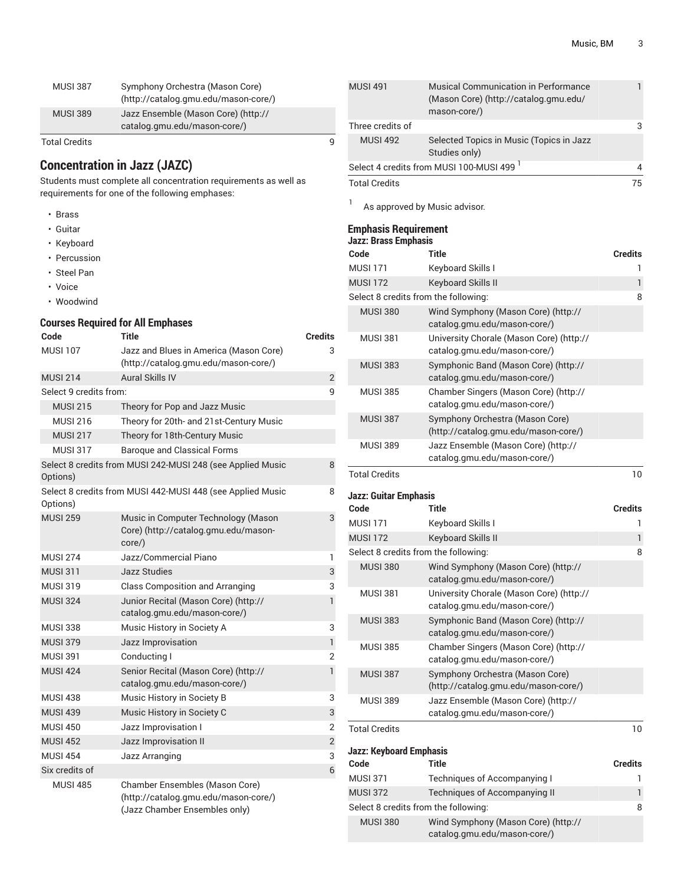| | | |
|---|---|---|
| MUSI 387 | Symphony Orchestra (Mason Core) (http://catalog.gmu.edu/mason-core/) | |
| MUSI 389 | Jazz Ensemble (Mason Core) (http://catalog.gmu.edu/mason-core/) | |
| Total Credits | | 9 |

## Concentration in Jazz (JAZC)

Students must complete all concentration requirements as well as requirements for one of the following emphases:

- Brass
- Guitar
- Keyboard
- Percussion
- Steel Pan
- Voice
- Woodwind

### Courses Required for All Emphases

| Code | Title | Credits |
|---|---|---|
| MUSI 107 | Jazz and Blues in America (Mason Core) (http://catalog.gmu.edu/mason-core/) | 3 |
| MUSI 214 | Aural Skills IV | 2 |
| Select 9 credits from: | | 9 |
| MUSI 215 | Theory for Pop and Jazz Music | |
| MUSI 216 | Theory for 20th- and 21st-Century Music | |
| MUSI 217 | Theory for 18th-Century Music | |
| MUSI 317 | Baroque and Classical Forms | |
| Select 8 credits from MUSI 242-MUSI 248 (see Applied Music Options) | | 8 |
| Select 8 credits from MUSI 442-MUSI 448 (see Applied Music Options) | | 8 |
| MUSI 259 | Music in Computer Technology (Mason Core) (http://catalog.gmu.edu/mason-core/) | 3 |
| MUSI 274 | Jazz/Commercial Piano | 1 |
| MUSI 311 | Jazz Studies | 3 |
| MUSI 319 | Class Composition and Arranging | 3 |
| MUSI 324 | Junior Recital (Mason Core) (http://catalog.gmu.edu/mason-core/) | 1 |
| MUSI 338 | Music History in Society A | 3 |
| MUSI 379 | Jazz Improvisation | 1 |
| MUSI 391 | Conducting I | 2 |
| MUSI 424 | Senior Recital (Mason Core) (http://catalog.gmu.edu/mason-core/) | 1 |
| MUSI 438 | Music History in Society B | 3 |
| MUSI 439 | Music History in Society C | 3 |
| MUSI 450 | Jazz Improvisation I | 2 |
| MUSI 452 | Jazz Improvisation II | 2 |
| MUSI 454 | Jazz Arranging | 3 |
| Six credits of | | 6 |
| MUSI 485 | Chamber Ensembles (Mason Core) (http://catalog.gmu.edu/mason-core/) (Jazz Chamber Ensembles only) | |
| MUSI 491 | Musical Communication in Performance (Mason Core) (http://catalog.gmu.edu/mason-core/) | 1 |
| Three credits of | | 3 |
| MUSI 492 | Selected Topics in Music (Topics in Jazz Studies only) | |
| Select 4 credits from MUSI 100-MUSI 499 [1] | | 4 |
| Total Credits | | 75 |

[1] As approved by Music advisor.

### Emphasis Requirement

#### Jazz: Brass Emphasis

| Code | Title | Credits |
|---|---|---|
| MUSI 171 | Keyboard Skills I | 1 |
| MUSI 172 | Keyboard Skills II | 1 |
| Select 8 credits from the following: | | 8 |
| MUSI 380 | Wind Symphony (Mason Core) (http://catalog.gmu.edu/mason-core/) | |
| MUSI 381 | University Chorale (Mason Core) (http://catalog.gmu.edu/mason-core/) | |
| MUSI 383 | Symphonic Band (Mason Core) (http://catalog.gmu.edu/mason-core/) | |
| MUSI 385 | Chamber Singers (Mason Core) (http://catalog.gmu.edu/mason-core/) | |
| MUSI 387 | Symphony Orchestra (Mason Core) (http://catalog.gmu.edu/mason-core/) | |
| MUSI 389 | Jazz Ensemble (Mason Core) (http://catalog.gmu.edu/mason-core/) | |
| Total Credits | | 10 |

#### Jazz: Guitar Emphasis

| Code | Title | Credits |
|---|---|---|
| MUSI 171 | Keyboard Skills I | 1 |
| MUSI 172 | Keyboard Skills II | 1 |
| Select 8 credits from the following: | | 8 |
| MUSI 380 | Wind Symphony (Mason Core) (http://catalog.gmu.edu/mason-core/) | |
| MUSI 381 | University Chorale (Mason Core) (http://catalog.gmu.edu/mason-core/) | |
| MUSI 383 | Symphonic Band (Mason Core) (http://catalog.gmu.edu/mason-core/) | |
| MUSI 385 | Chamber Singers (Mason Core) (http://catalog.gmu.edu/mason-core/) | |
| MUSI 387 | Symphony Orchestra (Mason Core) (http://catalog.gmu.edu/mason-core/) | |
| MUSI 389 | Jazz Ensemble (Mason Core) (http://catalog.gmu.edu/mason-core/) | |
| Total Credits | | 10 |

#### Jazz: Keyboard Emphasis

| Code | Title | Credits |
|---|---|---|
| MUSI 371 | Techniques of Accompanying I | 1 |
| MUSI 372 | Techniques of Accompanying II | 1 |
| Select 8 credits from the following: | | 8 |
| MUSI 380 | Wind Symphony (Mason Core) (http://catalog.gmu.edu/mason-core/) | |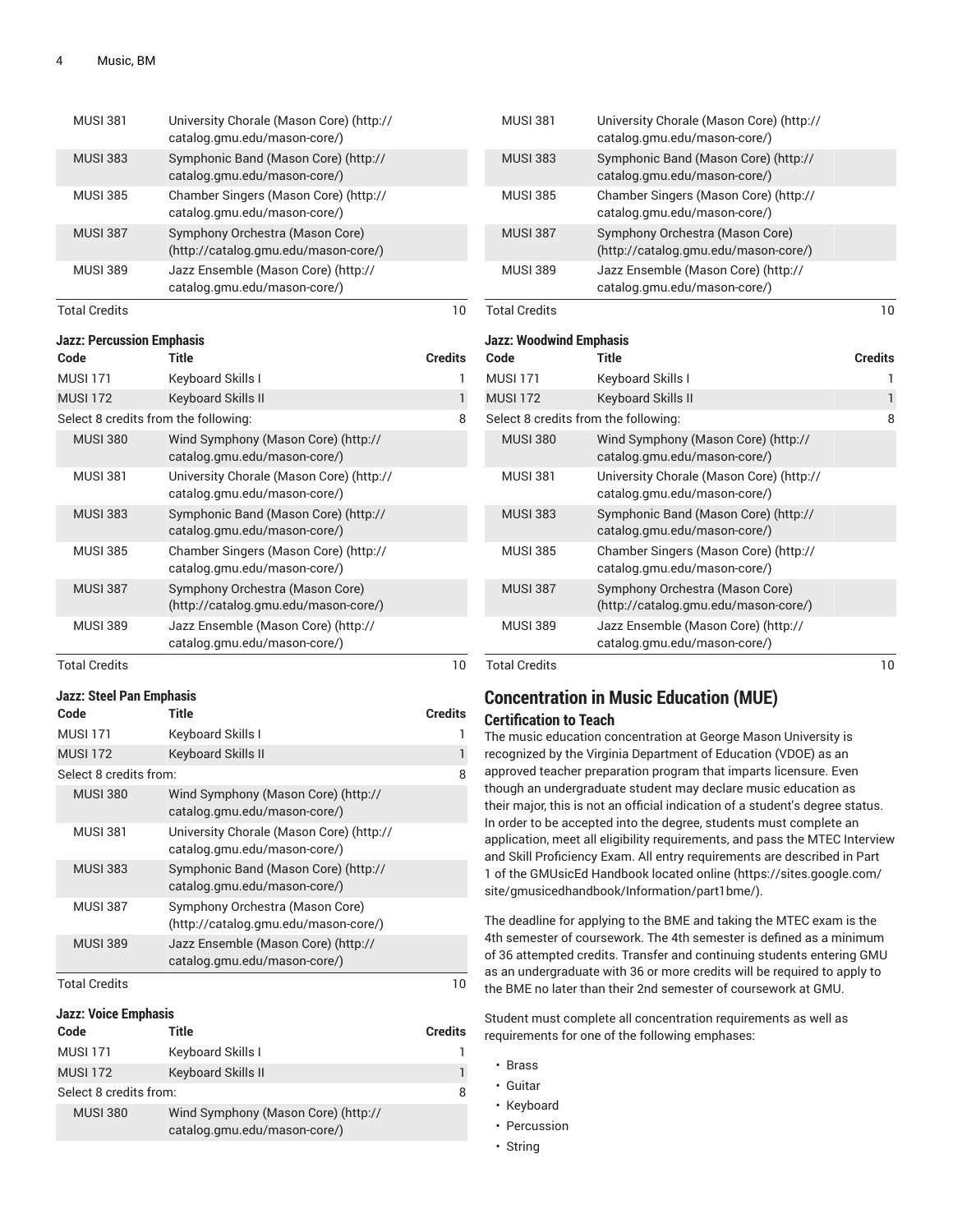| Code | Title | Credits |
| --- | --- | --- |
| MUSI 381 | University Chorale (Mason Core) (http://catalog.gmu.edu/mason-core/) | |
| MUSI 383 | Symphonic Band (Mason Core) (http://catalog.gmu.edu/mason-core/) | |
| MUSI 385 | Chamber Singers (Mason Core) (http://catalog.gmu.edu/mason-core/) | |
| MUSI 387 | Symphony Orchestra (Mason Core) (http://catalog.gmu.edu/mason-core/) | |
| MUSI 389 | Jazz Ensemble (Mason Core) (http://catalog.gmu.edu/mason-core/) | |
| Total Credits | | 10 |

#### Jazz: Percussion Emphasis

| Code | Title | Credits |
| --- | --- | --- |
| MUSI 171 | Keyboard Skills I | 1 |
| MUSI 172 | Keyboard Skills II | 1 |
| Select 8 credits from the following: | | 8 |
| MUSI 380 | Wind Symphony (Mason Core) (http://catalog.gmu.edu/mason-core/) | |
| MUSI 381 | University Chorale (Mason Core) (http://catalog.gmu.edu/mason-core/) | |
| MUSI 383 | Symphonic Band (Mason Core) (http://catalog.gmu.edu/mason-core/) | |
| MUSI 385 | Chamber Singers (Mason Core) (http://catalog.gmu.edu/mason-core/) | |
| MUSI 387 | Symphony Orchestra (Mason Core) (http://catalog.gmu.edu/mason-core/) | |
| MUSI 389 | Jazz Ensemble (Mason Core) (http://catalog.gmu.edu/mason-core/) | |
| Total Credits | | 10 |

#### Jazz: Steel Pan Emphasis

| Code | Title | Credits |
| --- | --- | --- |
| MUSI 171 | Keyboard Skills I | 1 |
| MUSI 172 | Keyboard Skills II | 1 |
| Select 8 credits from: | | 8 |
| MUSI 380 | Wind Symphony (Mason Core) (http://catalog.gmu.edu/mason-core/) | |
| MUSI 381 | University Chorale (Mason Core) (http://catalog.gmu.edu/mason-core/) | |
| MUSI 383 | Symphonic Band (Mason Core) (http://catalog.gmu.edu/mason-core/) | |
| MUSI 387 | Symphony Orchestra (Mason Core) (http://catalog.gmu.edu/mason-core/) | |
| MUSI 389 | Jazz Ensemble (Mason Core) (http://catalog.gmu.edu/mason-core/) | |
| Total Credits | | 10 |

#### Jazz: Voice Emphasis

| Code | Title | Credits |
| --- | --- | --- |
| MUSI 171 | Keyboard Skills I | 1 |
| MUSI 172 | Keyboard Skills II | 1 |
| Select 8 credits from: | | 8 |
| MUSI 380 | Wind Symphony (Mason Core) (http://catalog.gmu.edu/mason-core/) | |
| MUSI 381 | University Chorale (Mason Core) (http://catalog.gmu.edu/mason-core/) | |
| MUSI 383 | Symphonic Band (Mason Core) (http://catalog.gmu.edu/mason-core/) | |
| MUSI 385 | Chamber Singers (Mason Core) (http://catalog.gmu.edu/mason-core/) | |
| MUSI 387 | Symphony Orchestra (Mason Core) (http://catalog.gmu.edu/mason-core/) | |
| MUSI 389 | Jazz Ensemble (Mason Core) (http://catalog.gmu.edu/mason-core/) | |
| Total Credits | | 10 |

#### Jazz: Woodwind Emphasis

| Code | Title | Credits |
| --- | --- | --- |
| MUSI 171 | Keyboard Skills I | 1 |
| MUSI 172 | Keyboard Skills II | 1 |
| Select 8 credits from the following: | | 8 |
| MUSI 380 | Wind Symphony (Mason Core) (http://catalog.gmu.edu/mason-core/) | |
| MUSI 381 | University Chorale (Mason Core) (http://catalog.gmu.edu/mason-core/) | |
| MUSI 383 | Symphonic Band (Mason Core) (http://catalog.gmu.edu/mason-core/) | |
| MUSI 385 | Chamber Singers (Mason Core) (http://catalog.gmu.edu/mason-core/) | |
| MUSI 387 | Symphony Orchestra (Mason Core) (http://catalog.gmu.edu/mason-core/) | |
| MUSI 389 | Jazz Ensemble (Mason Core) (http://catalog.gmu.edu/mason-core/) | |
| Total Credits | | 10 |

## Concentration in Music Education (MUE)

### Certification to Teach

The music education concentration at George Mason University is recognized by the Virginia Department of Education (VDOE) as an approved teacher preparation program that imparts licensure. Even though an undergraduate student may declare music education as their major, this is not an official indication of a student's degree status. In order to be accepted into the degree, students must complete an application, meet all eligibility requirements, and pass the MTEC Interview and Skill Proficiency Exam. All entry requirements are described in Part 1 of the GMUsicEd Handbook located online (https://sites.google.com/site/gmusicedhandbook/Information/part1bme/).

The deadline for applying to the BME and taking the MTEC exam is the 4th semester of coursework. The 4th semester is defined as a minimum of 36 attempted credits. Transfer and continuing students entering GMU as an undergraduate with 36 or more credits will be required to apply to the BME no later than their 2nd semester of coursework at GMU.

Student must complete all concentration requirements as well as requirements for one of the following emphases:

- Brass
- Guitar
- Keyboard
- Percussion
- String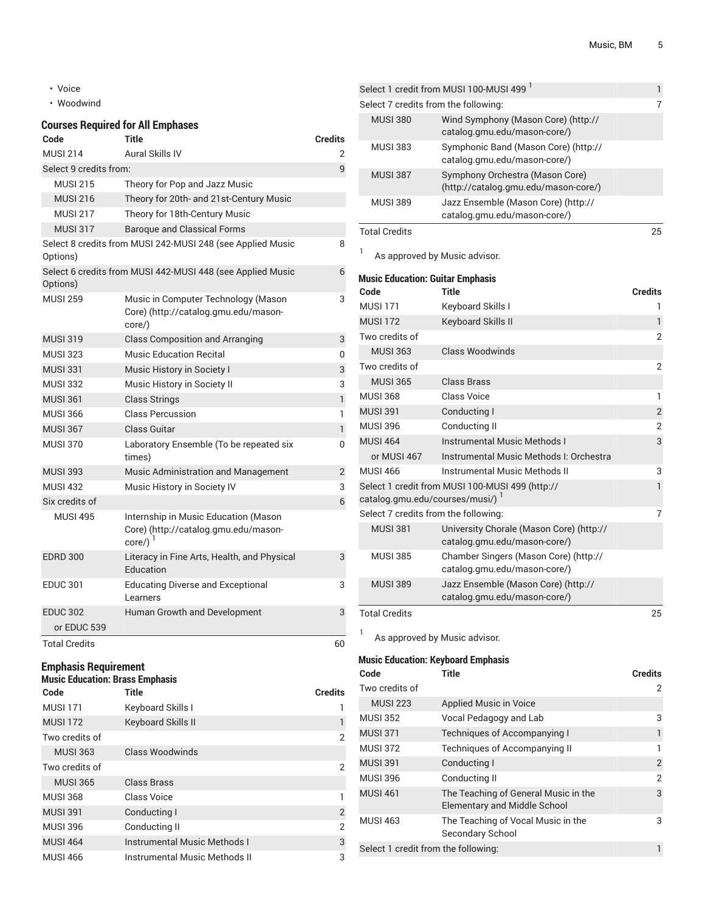- Voice
- Woodwind

### Courses Required for All Emphases

| Code | Title | Credits |
| --- | --- | --- |
| MUSI 214 | Aural Skills IV | 2 |
| Select 9 credits from: | | 9 |
| MUSI 215 | Theory for Pop and Jazz Music | |
| MUSI 216 | Theory for 20th- and 21st-Century Music | |
| MUSI 217 | Theory for 18th-Century Music | |
| MUSI 317 | Baroque and Classical Forms | |
| Select 8 credits from MUSI 242-MUSI 248 (see Applied Music Options) | | 8 |
| Select 6 credits from MUSI 442-MUSI 448 (see Applied Music Options) | | 6 |
| MUSI 259 | Music in Computer Technology (Mason Core) (http://catalog.gmu.edu/mason-core/) | 3 |
| MUSI 319 | Class Composition and Arranging | 3 |
| MUSI 323 | Music Education Recital | 0 |
| MUSI 331 | Music History in Society I | 3 |
| MUSI 332 | Music History in Society II | 3 |
| MUSI 361 | Class Strings | 1 |
| MUSI 366 | Class Percussion | 1 |
| MUSI 367 | Class Guitar | 1 |
| MUSI 370 | Laboratory Ensemble (To be repeated six times) | 0 |
| MUSI 393 | Music Administration and Management | 2 |
| MUSI 432 | Music History in Society IV | 3 |
| Six credits of | | 6 |
| MUSI 495 | Internship in Music Education (Mason Core) (http://catalog.gmu.edu/mason-core/) [1] | |
| EDRD 300 | Literacy in Fine Arts, Health, and Physical Education | 3 |
| EDUC 301 | Educating Diverse and Exceptional Learners | 3 |
| EDUC 302 or EDUC 539 | Human Growth and Development | 3 |
| Total Credits | | 60 |

## Emphasis Requirement

### Music Education: Brass Emphasis

| Code | Title | Credits |
| --- | --- | --- |
| MUSI 171 | Keyboard Skills I | 1 |
| MUSI 172 | Keyboard Skills II | 1 |
| Two credits of | | 2 |
| MUSI 363 | Class Woodwinds | |
| Two credits of | | 2 |
| MUSI 365 | Class Brass | |
| MUSI 368 | Class Voice | 1 |
| MUSI 391 | Conducting I | 2 |
| MUSI 396 | Conducting II | 2 |
| MUSI 464 | Instrumental Music Methods I | 3 |
| MUSI 466 | Instrumental Music Methods II | 3 |
| Select 1 credit from MUSI 100-MUSI 499 [1] | | 1 |
| Select 7 credits from the following: | | 7 |
| MUSI 380 | Wind Symphony (Mason Core) (http://catalog.gmu.edu/mason-core/) | |
| MUSI 383 | Symphonic Band (Mason Core) (http://catalog.gmu.edu/mason-core/) | |
| MUSI 387 | Symphony Orchestra (Mason Core) (http://catalog.gmu.edu/mason-core/) | |
| MUSI 389 | Jazz Ensemble (Mason Core) (http://catalog.gmu.edu/mason-core/) | |
| Total Credits | | 25 |

[1] As approved by Music advisor.

### Music Education: Guitar Emphasis

| Code | Title | Credits |
| --- | --- | --- |
| MUSI 171 | Keyboard Skills I | 1 |
| MUSI 172 | Keyboard Skills II | 1 |
| Two credits of | | 2 |
| MUSI 363 | Class Woodwinds | |
| Two credits of | | 2 |
| MUSI 365 | Class Brass | |
| MUSI 368 | Class Voice | 1 |
| MUSI 391 | Conducting I | 2 |
| MUSI 396 | Conducting II | 2 |
| MUSI 464 or MUSI 467 | Instrumental Music Methods I or Instrumental Music Methods I: Orchestra | 3 |
| MUSI 466 | Instrumental Music Methods II | 3 |
| Select 1 credit from MUSI 100-MUSI 499 (http://catalog.gmu.edu/courses/musi/) [1] | | 1 |
| Select 7 credits from the following: | | 7 |
| MUSI 381 | University Chorale (Mason Core) (http://catalog.gmu.edu/mason-core/) | |
| MUSI 385 | Chamber Singers (Mason Core) (http://catalog.gmu.edu/mason-core/) | |
| MUSI 389 | Jazz Ensemble (Mason Core) (http://catalog.gmu.edu/mason-core/) | |
| Total Credits | | 25 |

[1] As approved by Music advisor.

### Music Education: Keyboard Emphasis

| Code | Title | Credits |
| --- | --- | --- |
| Two credits of | | 2 |
| MUSI 223 | Applied Music in Voice | |
| MUSI 352 | Vocal Pedagogy and Lab | 3 |
| MUSI 371 | Techniques of Accompanying I | 1 |
| MUSI 372 | Techniques of Accompanying II | 1 |
| MUSI 391 | Conducting I | 2 |
| MUSI 396 | Conducting II | 2 |
| MUSI 461 | The Teaching of General Music in the Elementary and Middle School | 3 |
| MUSI 463 | The Teaching of Vocal Music in the Secondary School | 3 |
| Select 1 credit from the following: | | 1 |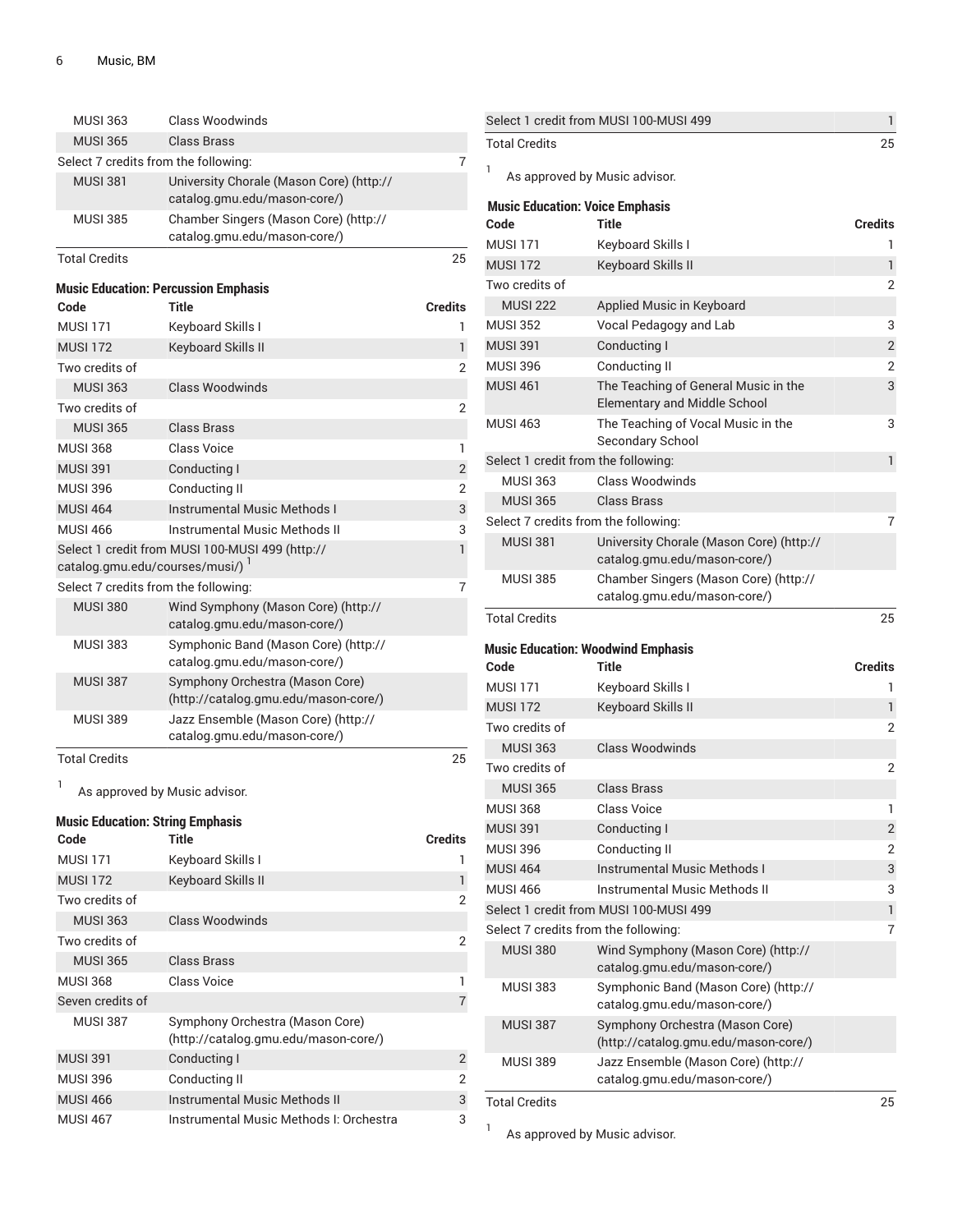| Code | Title | Credits |
|---|---|---|
| MUSI 363 | Class Woodwinds | |
| MUSI 365 | Class Brass | |
| Select 7 credits from the following: | | 7 |
| MUSI 381 | University Chorale (Mason Core) (http://catalog.gmu.edu/mason-core/) | |
| MUSI 385 | Chamber Singers (Mason Core) (http://catalog.gmu.edu/mason-core/) | |
| Total Credits | | 25 |

### Music Education: Percussion Emphasis

| Code | Title | Credits |
|---|---|---|
| MUSI 171 | Keyboard Skills I | 1 |
| MUSI 172 | Keyboard Skills II | 1 |
| Two credits of | | 2 |
| MUSI 363 | Class Woodwinds | |
| Two credits of | | 2 |
| MUSI 365 | Class Brass | |
| MUSI 368 | Class Voice | 1 |
| MUSI 391 | Conducting I | 2 |
| MUSI 396 | Conducting II | 2 |
| MUSI 464 | Instrumental Music Methods I | 3 |
| MUSI 466 | Instrumental Music Methods II | 3 |
| Select 1 credit from MUSI 100-MUSI 499 (http://catalog.gmu.edu/courses/musi/) [1] | | 1 |
| Select 7 credits from the following: | | 7 |
| MUSI 380 | Wind Symphony (Mason Core) (http://catalog.gmu.edu/mason-core/) | |
| MUSI 383 | Symphonic Band (Mason Core) (http://catalog.gmu.edu/mason-core/) | |
| MUSI 387 | Symphony Orchestra (Mason Core) (http://catalog.gmu.edu/mason-core/) | |
| MUSI 389 | Jazz Ensemble (Mason Core) (http://catalog.gmu.edu/mason-core/) | |
| Total Credits | | 25 |

[1] As approved by Music advisor.

### Music Education: String Emphasis

| Code | Title | Credits |
|---|---|---|
| MUSI 171 | Keyboard Skills I | 1 |
| MUSI 172 | Keyboard Skills II | 1 |
| Two credits of | | 2 |
| MUSI 363 | Class Woodwinds | |
| Two credits of | | 2 |
| MUSI 365 | Class Brass | |
| MUSI 368 | Class Voice | 1 |
| Seven credits of | | 7 |
| MUSI 387 | Symphony Orchestra (Mason Core) (http://catalog.gmu.edu/mason-core/) | |
| MUSI 391 | Conducting I | 2 |
| MUSI 396 | Conducting II | 2 |
| MUSI 466 | Instrumental Music Methods II | 3 |
| MUSI 467 | Instrumental Music Methods I: Orchestra | 3 |
| Select 1 credit from MUSI 100-MUSI 499 | | 1 |
| Total Credits | | 25 |

[1] As approved by Music advisor.

### Music Education: Voice Emphasis

| Code | Title | Credits |
|---|---|---|
| MUSI 171 | Keyboard Skills I | 1 |
| MUSI 172 | Keyboard Skills II | 1 |
| Two credits of | | 2 |
| MUSI 222 | Applied Music in Keyboard | |
| MUSI 352 | Vocal Pedagogy and Lab | 3 |
| MUSI 391 | Conducting I | 2 |
| MUSI 396 | Conducting II | 2 |
| MUSI 461 | The Teaching of General Music in the Elementary and Middle School | 3 |
| MUSI 463 | The Teaching of Vocal Music in the Secondary School | 3 |
| Select 1 credit from the following: | | 1 |
| MUSI 363 | Class Woodwinds | |
| MUSI 365 | Class Brass | |
| Select 7 credits from the following: | | 7 |
| MUSI 381 | University Chorale (Mason Core) (http://catalog.gmu.edu/mason-core/) | |
| MUSI 385 | Chamber Singers (Mason Core) (http://catalog.gmu.edu/mason-core/) | |
| Total Credits | | 25 |

### Music Education: Woodwind Emphasis

| Code | Title | Credits |
|---|---|---|
| MUSI 171 | Keyboard Skills I | 1 |
| MUSI 172 | Keyboard Skills II | 1 |
| Two credits of | | 2 |
| MUSI 363 | Class Woodwinds | |
| Two credits of | | 2 |
| MUSI 365 | Class Brass | |
| MUSI 368 | Class Voice | 1 |
| MUSI 391 | Conducting I | 2 |
| MUSI 396 | Conducting II | 2 |
| MUSI 464 | Instrumental Music Methods I | 3 |
| MUSI 466 | Instrumental Music Methods II | 3 |
| Select 1 credit from MUSI 100-MUSI 499 | | 1 |
| Select 7 credits from the following: | | 7 |
| MUSI 380 | Wind Symphony (Mason Core) (http://catalog.gmu.edu/mason-core/) | |
| MUSI 383 | Symphonic Band (Mason Core) (http://catalog.gmu.edu/mason-core/) | |
| MUSI 387 | Symphony Orchestra (Mason Core) (http://catalog.gmu.edu/mason-core/) | |
| MUSI 389 | Jazz Ensemble (Mason Core) (http://catalog.gmu.edu/mason-core/) | |
| Total Credits | | 25 |

[1] As approved by Music advisor.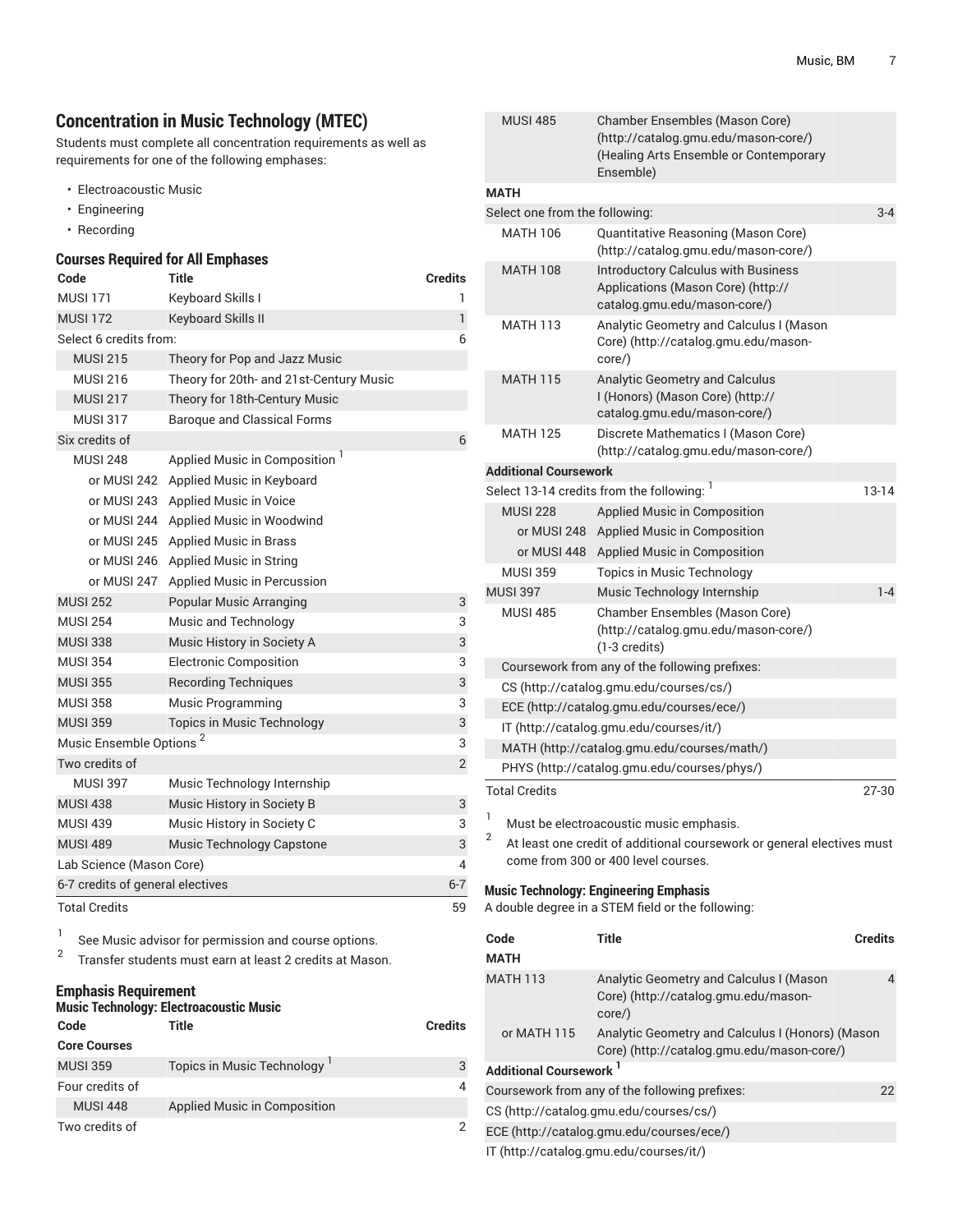## Concentration in Music Technology (MTEC)

Students must complete all concentration requirements as well as requirements for one of the following emphases:

- Electroacoustic Music
- Engineering
- Recording

### Courses Required for All Emphases

| Code | Title | Credits |
|---|---|---|
| MUSI 171 | Keyboard Skills I | 1 |
| MUSI 172 | Keyboard Skills II | 1 |
| Select 6 credits from: | | 6 |
| MUSI 215 | Theory for Pop and Jazz Music | |
| MUSI 216 | Theory for 20th- and 21st-Century Music | |
| MUSI 217 | Theory for 18th-Century Music | |
| MUSI 317 | Baroque and Classical Forms | |
| Six credits of | | 6 |
| MUSI 248 | Applied Music in Composition [1] | |
| or MUSI 242 | Applied Music in Keyboard | |
| or MUSI 243 | Applied Music in Voice | |
| or MUSI 244 | Applied Music in Woodwind | |
| or MUSI 245 | Applied Music in Brass | |
| or MUSI 246 | Applied Music in String | |
| or MUSI 247 | Applied Music in Percussion | |
| MUSI 252 | Popular Music Arranging | 3 |
| MUSI 254 | Music and Technology | 3 |
| MUSI 338 | Music History in Society A | 3 |
| MUSI 354 | Electronic Composition | 3 |
| MUSI 355 | Recording Techniques | 3 |
| MUSI 358 | Music Programming | 3 |
| MUSI 359 | Topics in Music Technology | 3 |
| Music Ensemble Options [2] | | 3 |
| Two credits of | | 2 |
| MUSI 397 | Music Technology Internship | |
| MUSI 438 | Music History in Society B | 3 |
| MUSI 439 | Music History in Society C | 3 |
| MUSI 489 | Music Technology Capstone | 3 |
| Lab Science (Mason Core) | | 4 |
| 6-7 credits of general electives | | 6-7 |
| Total Credits | | 59 |

1. See Music advisor for permission and course options.
2. Transfer students must earn at least 2 credits at Mason.

### Emphasis Requirement

#### Music Technology: Electroacoustic Music

| Code | Title | Credits |
|---|---|---|
| **Core Courses** | | |
| MUSI 359 | Topics in Music Technology [1] | 3 |
| Four credits of | | 4 |
| MUSI 448 | Applied Music in Composition | |
| Two credits of | | 2 |
| MUSI 485 | Chamber Ensembles (Mason Core) (http://catalog.gmu.edu/mason-core/) (Healing Arts Ensemble or Contemporary Ensemble) | |
| **MATH** | | |
| Select one from the following: | | 3-4 |
| MATH 106 | Quantitative Reasoning (Mason Core) (http://catalog.gmu.edu/mason-core/) | |
| MATH 108 | Introductory Calculus with Business Applications (Mason Core) (http://catalog.gmu.edu/mason-core/) | |
| MATH 113 | Analytic Geometry and Calculus I (Mason Core) (http://catalog.gmu.edu/mason-core/) | |
| MATH 115 | Analytic Geometry and Calculus I (Honors) (Mason Core) (http://catalog.gmu.edu/mason-core/) | |
| MATH 125 | Discrete Mathematics I (Mason Core) (http://catalog.gmu.edu/mason-core/) | |
| **Additional Coursework** | | |
| Select 13-14 credits from the following: [1] | | 13-14 |
| MUSI 228 | Applied Music in Composition | |
| or MUSI 248 | Applied Music in Composition | |
| or MUSI 448 | Applied Music in Composition | |
| MUSI 359 | Topics in Music Technology | |
| MUSI 397 | Music Technology Internship | 1-4 |
| MUSI 485 | Chamber Ensembles (Mason Core) (http://catalog.gmu.edu/mason-core/) (1-3 credits) | |
| Coursework from any of the following prefixes: | | |
| CS (http://catalog.gmu.edu/courses/cs/) | | |
| ECE (http://catalog.gmu.edu/courses/ece/) | | |
| IT (http://catalog.gmu.edu/courses/it/) | | |
| MATH (http://catalog.gmu.edu/courses/math/) | | |
| PHYS (http://catalog.gmu.edu/courses/phys/) | | |
| Total Credits | | 27-30 |

1. Must be electroacoustic music emphasis.
2. At least one credit of additional coursework or general electives must come from 300 or 400 level courses.

#### Music Technology: Engineering Emphasis

A double degree in a STEM field or the following:

| Code | Title | Credits |
|---|---|---|
| **MATH** | | |
| MATH 113 | Analytic Geometry and Calculus I (Mason Core) (http://catalog.gmu.edu/mason-core/) | 4 |
| or MATH 115 | Analytic Geometry and Calculus I (Honors) (Mason Core) (http://catalog.gmu.edu/mason-core/) | |
| **Additional Coursework** [1] | | |
| Coursework from any of the following prefixes: | | 22 |
| CS (http://catalog.gmu.edu/courses/cs/) | | |
| ECE (http://catalog.gmu.edu/courses/ece/) | | |
| IT (http://catalog.gmu.edu/courses/it/) | | |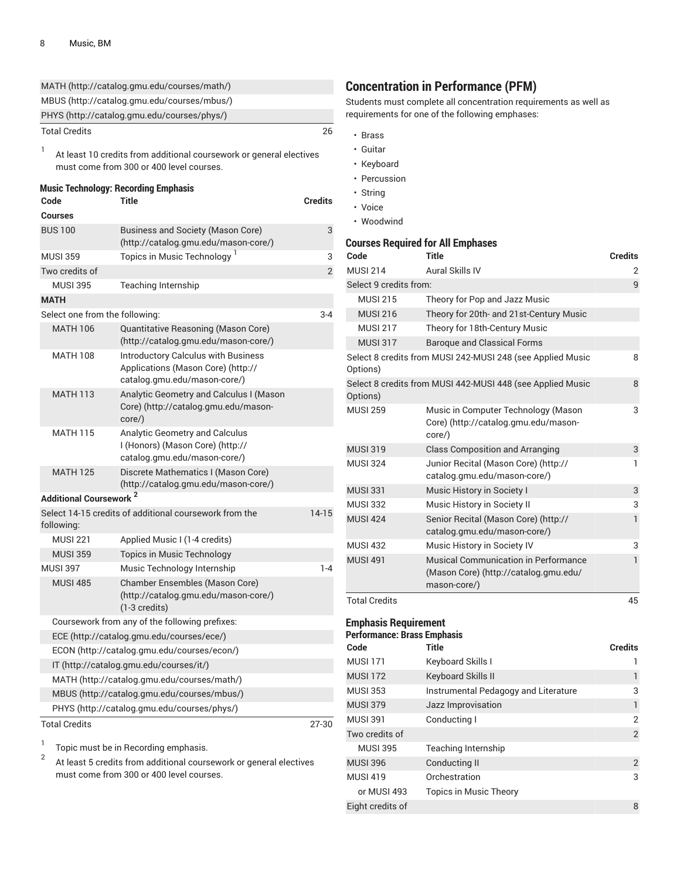| | | |
|---|---|---|
| MATH (http://catalog.gmu.edu/courses/math/) | | |
| MBUS (http://catalog.gmu.edu/courses/mbus/) | | |
| PHYS (http://catalog.gmu.edu/courses/phys/) | | |
| Total Credits | | 26 |

1. At least 10 credits from additional coursework or general electives must come from 300 or 400 level courses.

### Music Technology: Recording Emphasis

| Code | Title | Credits |
|---|---|---|
| **Courses** | | |
| BUS 100 | Business and Society (Mason Core) (http://catalog.gmu.edu/mason-core/) | 3 |
| MUSI 359 | Topics in Music Technology [1] | 3 |
| Two credits of | | 2 |
| MUSI 395 | Teaching Internship | |
| **MATH** | | |
| Select one from the following: | | 3-4 |
| MATH 106 | Quantitative Reasoning (Mason Core) (http://catalog.gmu.edu/mason-core/) | |
| MATH 108 | Introductory Calculus with Business Applications (Mason Core) (http://catalog.gmu.edu/mason-core/) | |
| MATH 113 | Analytic Geometry and Calculus I (Mason Core) (http://catalog.gmu.edu/mason-core/) | |
| MATH 115 | Analytic Geometry and Calculus I (Honors) (Mason Core) (http://catalog.gmu.edu/mason-core/) | |
| MATH 125 | Discrete Mathematics I (Mason Core) (http://catalog.gmu.edu/mason-core/) | |
| **Additional Coursework** [2] | | |
| Select 14-15 credits of additional coursework from the following: | | 14-15 |
| MUSI 221 | Applied Music I (1-4 credits) | |
| MUSI 359 | Topics in Music Technology | |
| MUSI 397 | Music Technology Internship | 1-4 |
| MUSI 485 | Chamber Ensembles (Mason Core) (http://catalog.gmu.edu/mason-core/) (1-3 credits) | |
| Coursework from any of the following prefixes: | | |
| ECE (http://catalog.gmu.edu/courses/ece/) | | |
| ECON (http://catalog.gmu.edu/courses/econ/) | | |
| IT (http://catalog.gmu.edu/courses/it/) | | |
| MATH (http://catalog.gmu.edu/courses/math/) | | |
| MBUS (http://catalog.gmu.edu/courses/mbus/) | | |
| PHYS (http://catalog.gmu.edu/courses/phys/) | | |
| Total Credits | | 27-30 |

1. Topic must be in Recording emphasis.
2. At least 5 credits from additional coursework or general electives must come from 300 or 400 level courses.

## Concentration in Performance (PFM)

Students must complete all concentration requirements as well as requirements for one of the following emphases:

- Brass
- Guitar
- Keyboard
- Percussion
- String
- Voice
- Woodwind

### Courses Required for All Emphases

| Code | Title | Credits |
|---|---|---|
| MUSI 214 | Aural Skills IV | 2 |
| Select 9 credits from: | | 9 |
| MUSI 215 | Theory for Pop and Jazz Music | |
| MUSI 216 | Theory for 20th- and 21st-Century Music | |
| MUSI 217 | Theory for 18th-Century Music | |
| MUSI 317 | Baroque and Classical Forms | |
| Select 8 credits from MUSI 242-MUSI 248 (see Applied Music Options) | | 8 |
| Select 8 credits from MUSI 442-MUSI 448 (see Applied Music Options) | | 8 |
| MUSI 259 | Music in Computer Technology (Mason Core) (http://catalog.gmu.edu/mason-core/) | 3 |
| MUSI 319 | Class Composition and Arranging | 3 |
| MUSI 324 | Junior Recital (Mason Core) (http://catalog.gmu.edu/mason-core/) | 1 |
| MUSI 331 | Music History in Society I | 3 |
| MUSI 332 | Music History in Society II | 3 |
| MUSI 424 | Senior Recital (Mason Core) (http://catalog.gmu.edu/mason-core/) | 1 |
| MUSI 432 | Music History in Society IV | 3 |
| MUSI 491 | Musical Communication in Performance (Mason Core) (http://catalog.gmu.edu/mason-core/) | 1 |
| Total Credits | | 45 |

### Emphasis Requirement

#### Performance: Brass Emphasis

| Code | Title | Credits |
|---|---|---|
| MUSI 171 | Keyboard Skills I | 1 |
| MUSI 172 | Keyboard Skills II | 1 |
| MUSI 353 | Instrumental Pedagogy and Literature | 3 |
| MUSI 379 | Jazz Improvisation | 1 |
| MUSI 391 | Conducting I | 2 |
| Two credits of | | 2 |
| MUSI 395 | Teaching Internship | |
| MUSI 396 | Conducting II | 2 |
| MUSI 419 | Orchestration | 3 |
| or MUSI 493 | Topics in Music Theory | |
| Eight credits of | | 8 |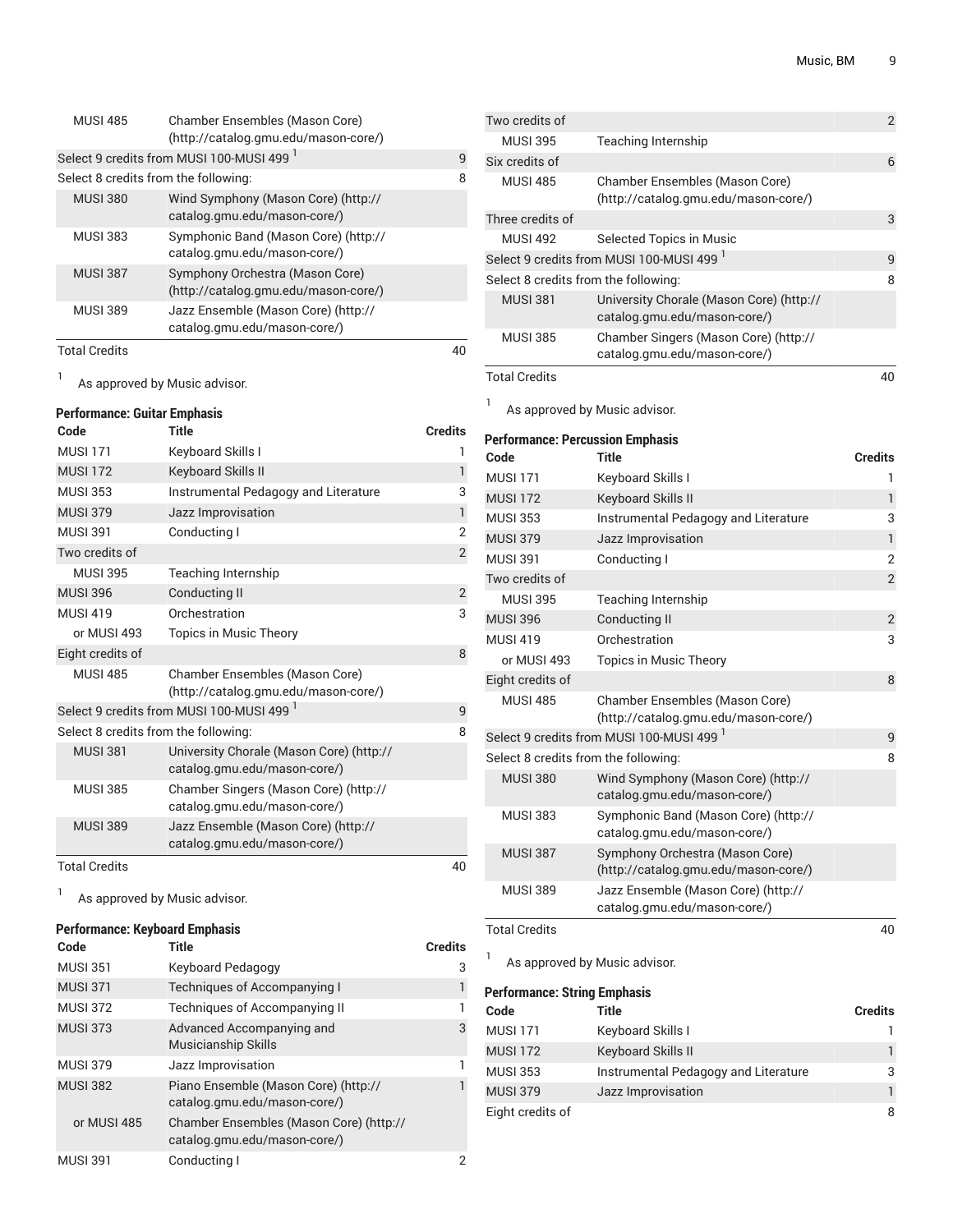| Code | Title | Credits |
|---|---|---|
| MUSI 485 | Chamber Ensembles (Mason Core) (http://catalog.gmu.edu/mason-core/) | |
| Select 9 credits from MUSI 100-MUSI 499 [1] | | 9 |
| Select 8 credits from the following: | | 8 |
| MUSI 380 | Wind Symphony (Mason Core) (http://catalog.gmu.edu/mason-core/) | |
| MUSI 383 | Symphonic Band (Mason Core) (http://catalog.gmu.edu/mason-core/) | |
| MUSI 387 | Symphony Orchestra (Mason Core) (http://catalog.gmu.edu/mason-core/) | |
| MUSI 389 | Jazz Ensemble (Mason Core) (http://catalog.gmu.edu/mason-core/) | |
| Total Credits | | 40 |

[1] As approved by Music advisor.

### Performance: Guitar Emphasis

| Code | Title | Credits |
|---|---|---|
| MUSI 171 | Keyboard Skills I | 1 |
| MUSI 172 | Keyboard Skills II | 1 |
| MUSI 353 | Instrumental Pedagogy and Literature | 3 |
| MUSI 379 | Jazz Improvisation | 1 |
| MUSI 391 | Conducting I | 2 |
| Two credits of | | 2 |
| MUSI 395 | Teaching Internship | |
| MUSI 396 | Conducting II | 2 |
| MUSI 419 | Orchestration | 3 |
| or MUSI 493 | Topics in Music Theory | |
| Eight credits of | | 8 |
| MUSI 485 | Chamber Ensembles (Mason Core) (http://catalog.gmu.edu/mason-core/) | |
| Select 9 credits from MUSI 100-MUSI 499 [1] | | 9 |
| Select 8 credits from the following: | | 8 |
| MUSI 381 | University Chorale (Mason Core) (http://catalog.gmu.edu/mason-core/) | |
| MUSI 385 | Chamber Singers (Mason Core) (http://catalog.gmu.edu/mason-core/) | |
| MUSI 389 | Jazz Ensemble (Mason Core) (http://catalog.gmu.edu/mason-core/) | |
| Total Credits | | 40 |

[1] As approved by Music advisor.

### Performance: Keyboard Emphasis

| Code | Title | Credits |
|---|---|---|
| MUSI 351 | Keyboard Pedagogy | 3 |
| MUSI 371 | Techniques of Accompanying I | 1 |
| MUSI 372 | Techniques of Accompanying II | 1 |
| MUSI 373 | Advanced Accompanying and Musicianship Skills | 3 |
| MUSI 379 | Jazz Improvisation | 1 |
| MUSI 382 | Piano Ensemble (Mason Core) (http://catalog.gmu.edu/mason-core/) | 1 |
| or MUSI 485 | Chamber Ensembles (Mason Core) (http://catalog.gmu.edu/mason-core/) | |
| MUSI 391 | Conducting I | 2 |
| Two credits of | | 2 |
| MUSI 395 | Teaching Internship | |
| Six credits of | | 6 |
| MUSI 485 | Chamber Ensembles (Mason Core) (http://catalog.gmu.edu/mason-core/) | |
| Three credits of | | 3 |
| MUSI 492 | Selected Topics in Music | |
| Select 9 credits from MUSI 100-MUSI 499 [1] | | 9 |
| Select 8 credits from the following: | | 8 |
| MUSI 381 | University Chorale (Mason Core) (http://catalog.gmu.edu/mason-core/) | |
| MUSI 385 | Chamber Singers (Mason Core) (http://catalog.gmu.edu/mason-core/) | |
| Total Credits | | 40 |

[1] As approved by Music advisor.

### Performance: Percussion Emphasis

| Code | Title | Credits |
|---|---|---|
| MUSI 171 | Keyboard Skills I | 1 |
| MUSI 172 | Keyboard Skills II | 1 |
| MUSI 353 | Instrumental Pedagogy and Literature | 3 |
| MUSI 379 | Jazz Improvisation | 1 |
| MUSI 391 | Conducting I | 2 |
| Two credits of | | 2 |
| MUSI 395 | Teaching Internship | |
| MUSI 396 | Conducting II | 2 |
| MUSI 419 | Orchestration | 3 |
| or MUSI 493 | Topics in Music Theory | |
| Eight credits of | | 8 |
| MUSI 485 | Chamber Ensembles (Mason Core) (http://catalog.gmu.edu/mason-core/) | |
| Select 9 credits from MUSI 100-MUSI 499 [1] | | 9 |
| Select 8 credits from the following: | | 8 |
| MUSI 380 | Wind Symphony (Mason Core) (http://catalog.gmu.edu/mason-core/) | |
| MUSI 383 | Symphonic Band (Mason Core) (http://catalog.gmu.edu/mason-core/) | |
| MUSI 387 | Symphony Orchestra (Mason Core) (http://catalog.gmu.edu/mason-core/) | |
| MUSI 389 | Jazz Ensemble (Mason Core) (http://catalog.gmu.edu/mason-core/) | |
| Total Credits | | 40 |

[1] As approved by Music advisor.

### Performance: String Emphasis

| Code | Title | Credits |
|---|---|---|
| MUSI 171 | Keyboard Skills I | 1 |
| MUSI 172 | Keyboard Skills II | 1 |
| MUSI 353 | Instrumental Pedagogy and Literature | 3 |
| MUSI 379 | Jazz Improvisation | 1 |
| Eight credits of | | 8 |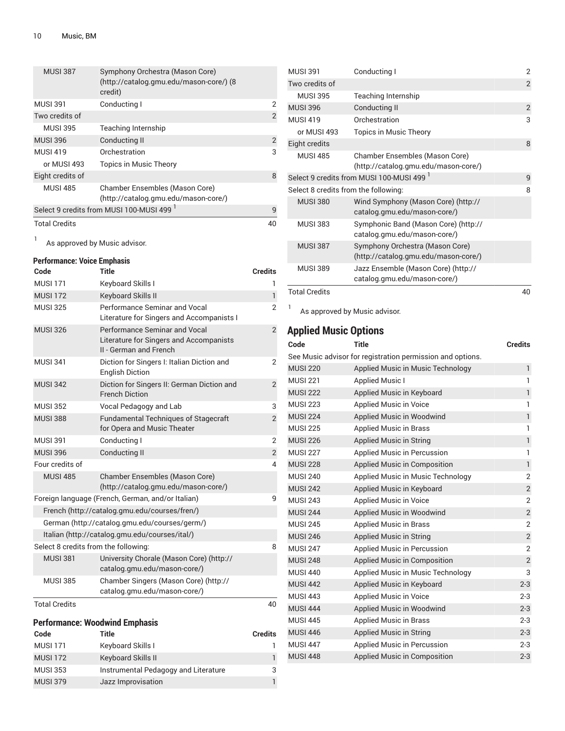| Code | Title | Credits |
|---|---|---|
| MUSI 387 | Symphony Orchestra (Mason Core) (http://catalog.gmu.edu/mason-core/) (8 credit) | |
| MUSI 391 | Conducting I | 2 |
| Two credits of | | 2 |
| MUSI 395 | Teaching Internship | |
| MUSI 396 | Conducting II | 2 |
| MUSI 419 | Orchestration | 3 |
| or MUSI 493 | Topics in Music Theory | |
| Eight credits of | | 8 |
| MUSI 485 | Chamber Ensembles (Mason Core) (http://catalog.gmu.edu/mason-core/) | |
| Select 9 credits from MUSI 100-MUSI 499 [1] | | 9 |
| Total Credits | | 40 |

[1] As approved by Music advisor.

### Performance: Voice Emphasis

| Code | Title | Credits |
|---|---|---|
| MUSI 171 | Keyboard Skills I | 1 |
| MUSI 172 | Keyboard Skills II | 1 |
| MUSI 325 | Performance Seminar and Vocal Literature for Singers and Accompanists I | 2 |
| MUSI 326 | Performance Seminar and Vocal Literature for Singers and Accompanists II - German and French | 2 |
| MUSI 341 | Diction for Singers I: Italian Diction and English Diction | 2 |
| MUSI 342 | Diction for Singers II: German Diction and French Diction | 2 |
| MUSI 352 | Vocal Pedagogy and Lab | 3 |
| MUSI 388 | Fundamental Techniques of Stagecraft for Opera and Music Theater | 2 |
| MUSI 391 | Conducting I | 2 |
| MUSI 396 | Conducting II | 2 |
| Four credits of | | 4 |
| MUSI 485 | Chamber Ensembles (Mason Core) (http://catalog.gmu.edu/mason-core/) | |
| Foreign language (French, German, and/or Italian) | | 9 |
| French (http://catalog.gmu.edu/courses/fren/) | | |
| German (http://catalog.gmu.edu/courses/germ/) | | |
| Italian (http://catalog.gmu.edu/courses/ital/) | | |
| Select 8 credits from the following: | | 8 |
| MUSI 381 | University Chorale (Mason Core) (http://catalog.gmu.edu/mason-core/) | |
| MUSI 385 | Chamber Singers (Mason Core) (http://catalog.gmu.edu/mason-core/) | |
| Total Credits | | 40 |

### Performance: Woodwind Emphasis

| Code | Title | Credits |
|---|---|---|
| MUSI 171 | Keyboard Skills I | 1 |
| MUSI 172 | Keyboard Skills II | 1 |
| MUSI 353 | Instrumental Pedagogy and Literature | 3 |
| MUSI 379 | Jazz Improvisation | 1 |
| MUSI 391 | Conducting I | 2 |
| Two credits of | | 2 |
| MUSI 395 | Teaching Internship | |
| MUSI 396 | Conducting II | 2 |
| MUSI 419 | Orchestration | 3 |
| or MUSI 493 | Topics in Music Theory | |
| Eight credits | | 8 |
| MUSI 485 | Chamber Ensembles (Mason Core) (http://catalog.gmu.edu/mason-core/) | |
| Select 9 credits from MUSI 100-MUSI 499 [1] | | 9 |
| Select 8 credits from the following: | | 8 |
| MUSI 380 | Wind Symphony (Mason Core) (http://catalog.gmu.edu/mason-core/) | |
| MUSI 383 | Symphonic Band (Mason Core) (http://catalog.gmu.edu/mason-core/) | |
| MUSI 387 | Symphony Orchestra (Mason Core) (http://catalog.gmu.edu/mason-core/) | |
| MUSI 389 | Jazz Ensemble (Mason Core) (http://catalog.gmu.edu/mason-core/) | |
| Total Credits | | 40 |

[1] As approved by Music advisor.

## Applied Music Options

| Code | Title | Credits |
|---|---|---|
| See Music advisor for registration permission and options. | | |
| MUSI 220 | Applied Music in Music Technology | 1 |
| MUSI 221 | Applied Music I | 1 |
| MUSI 222 | Applied Music in Keyboard | 1 |
| MUSI 223 | Applied Music in Voice | 1 |
| MUSI 224 | Applied Music in Woodwind | 1 |
| MUSI 225 | Applied Music in Brass | 1 |
| MUSI 226 | Applied Music in String | 1 |
| MUSI 227 | Applied Music in Percussion | 1 |
| MUSI 228 | Applied Music in Composition | 1 |
| MUSI 240 | Applied Music in Music Technology | 2 |
| MUSI 242 | Applied Music in Keyboard | 2 |
| MUSI 243 | Applied Music in Voice | 2 |
| MUSI 244 | Applied Music in Woodwind | 2 |
| MUSI 245 | Applied Music in Brass | 2 |
| MUSI 246 | Applied Music in String | 2 |
| MUSI 247 | Applied Music in Percussion | 2 |
| MUSI 248 | Applied Music in Composition | 2 |
| MUSI 440 | Applied Music in Music Technology | 3 |
| MUSI 442 | Applied Music in Keyboard | 2-3 |
| MUSI 443 | Applied Music in Voice | 2-3 |
| MUSI 444 | Applied Music in Woodwind | 2-3 |
| MUSI 445 | Applied Music in Brass | 2-3 |
| MUSI 446 | Applied Music in String | 2-3 |
| MUSI 447 | Applied Music in Percussion | 2-3 |
| MUSI 448 | Applied Music in Composition | 2-3 |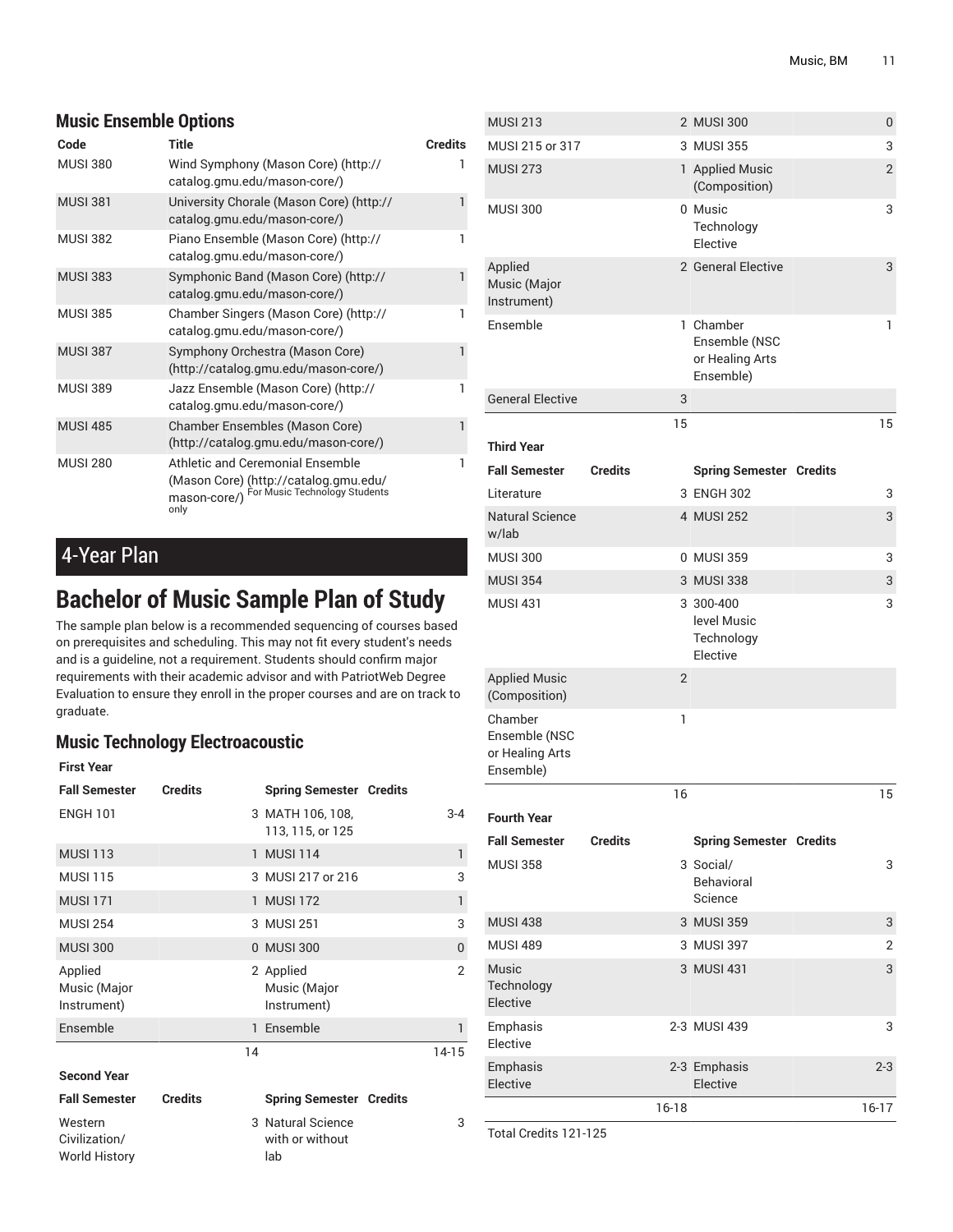### Music Ensemble Options

| Code | Title | Credits |
|---|---|---|
| MUSI 380 | Wind Symphony (Mason Core) (http://catalog.gmu.edu/mason-core/) | 1 |
| MUSI 381 | University Chorale (Mason Core) (http://catalog.gmu.edu/mason-core/) | 1 |
| MUSI 382 | Piano Ensemble (Mason Core) (http://catalog.gmu.edu/mason-core/) | 1 |
| MUSI 383 | Symphonic Band (Mason Core) (http://catalog.gmu.edu/mason-core/) | 1 |
| MUSI 385 | Chamber Singers (Mason Core) (http://catalog.gmu.edu/mason-core/) | 1 |
| MUSI 387 | Symphony Orchestra (Mason Core) (http://catalog.gmu.edu/mason-core/) | 1 |
| MUSI 389 | Jazz Ensemble (Mason Core) (http://catalog.gmu.edu/mason-core/) | 1 |
| MUSI 485 | Chamber Ensembles (Mason Core) (http://catalog.gmu.edu/mason-core/) | 1 |
| MUSI 280 | Athletic and Ceremonial Ensemble (Mason Core) (http://catalog.gmu.edu/mason-core/) For Music Technology Students only | 1 |

## 4-Year Plan

# Bachelor of Music Sample Plan of Study

The sample plan below is a recommended sequencing of courses based on prerequisites and scheduling. This may not fit every student's needs and is a guideline, not a requirement. Students should confirm major requirements with their academic advisor and with PatriotWeb Degree Evaluation to ensure they enroll in the proper courses and are on track to graduate.

### Music Technology Electroacoustic

| First Year | | | |
|---|---|---|---|
| **Fall Semester** | **Credits** | **Spring Semester** | **Credits** |
| ENGH 101 | 3 | MATH 106, 108, 113, 115, or 125 | 3-4 |
| MUSI 113 | 1 | MUSI 114 | 1 |
| MUSI 115 | 3 | MUSI 217 or 216 | 3 |
| MUSI 171 | 1 | MUSI 172 | 1 |
| MUSI 254 | 3 | MUSI 251 | 3 |
| MUSI 300 | 0 | MUSI 300 | 0 |
| Applied Music (Major Instrument) | 2 | Applied Music (Major Instrument) | 2 |
| Ensemble | 1 | Ensemble | 1 |
| | 14 | | 14-15 |
| **Second Year** | | | |
| **Fall Semester** | **Credits** | **Spring Semester** | **Credits** |
| Western Civilization/ World History | 3 | Natural Science with or without lab | 3 |
| MUSI 213 | 2 | MUSI 300 | 0 |
| MUSI 215 or 317 | 3 | MUSI 355 | 3 |
| MUSI 273 | 1 | Applied Music (Composition) | 2 |
| MUSI 300 | 0 | Music Technology Elective | 3 |
| Applied Music (Major Instrument) | 2 | General Elective | 3 |
| Ensemble | 1 | Chamber Ensemble (NSC or Healing Arts Ensemble) | 1 |
| General Elective | 3 | | |
| | 15 | | 15 |
| **Third Year** | | | |
| **Fall Semester** | **Credits** | **Spring Semester** | **Credits** |
| Literature | 3 | ENGH 302 | 3 |
| Natural Science w/lab | 4 | MUSI 252 | 3 |
| MUSI 300 | 0 | MUSI 359 | 3 |
| MUSI 354 | 3 | MUSI 338 | 3 |
| MUSI 431 | 3 | 300-400 level Music Technology Elective | 3 |
| Applied Music (Composition) | 2 | | |
| Chamber Ensemble (NSC or Healing Arts Ensemble) | 1 | | |
| | 16 | | 15 |
| **Fourth Year** | | | |
| **Fall Semester** | **Credits** | **Spring Semester** | **Credits** |
| MUSI 358 | 3 | Social/ Behavioral Science | 3 |
| MUSI 438 | 3 | MUSI 359 | 3 |
| MUSI 489 | 3 | MUSI 397 | 2 |
| Music Technology Elective | 3 | MUSI 431 | 3 |
| Emphasis Elective | 2-3 | MUSI 439 | 3 |
| Emphasis Elective | 2-3 | Emphasis Elective | 2-3 |
| | 16-18 | | 16-17 |

Total Credits 121-125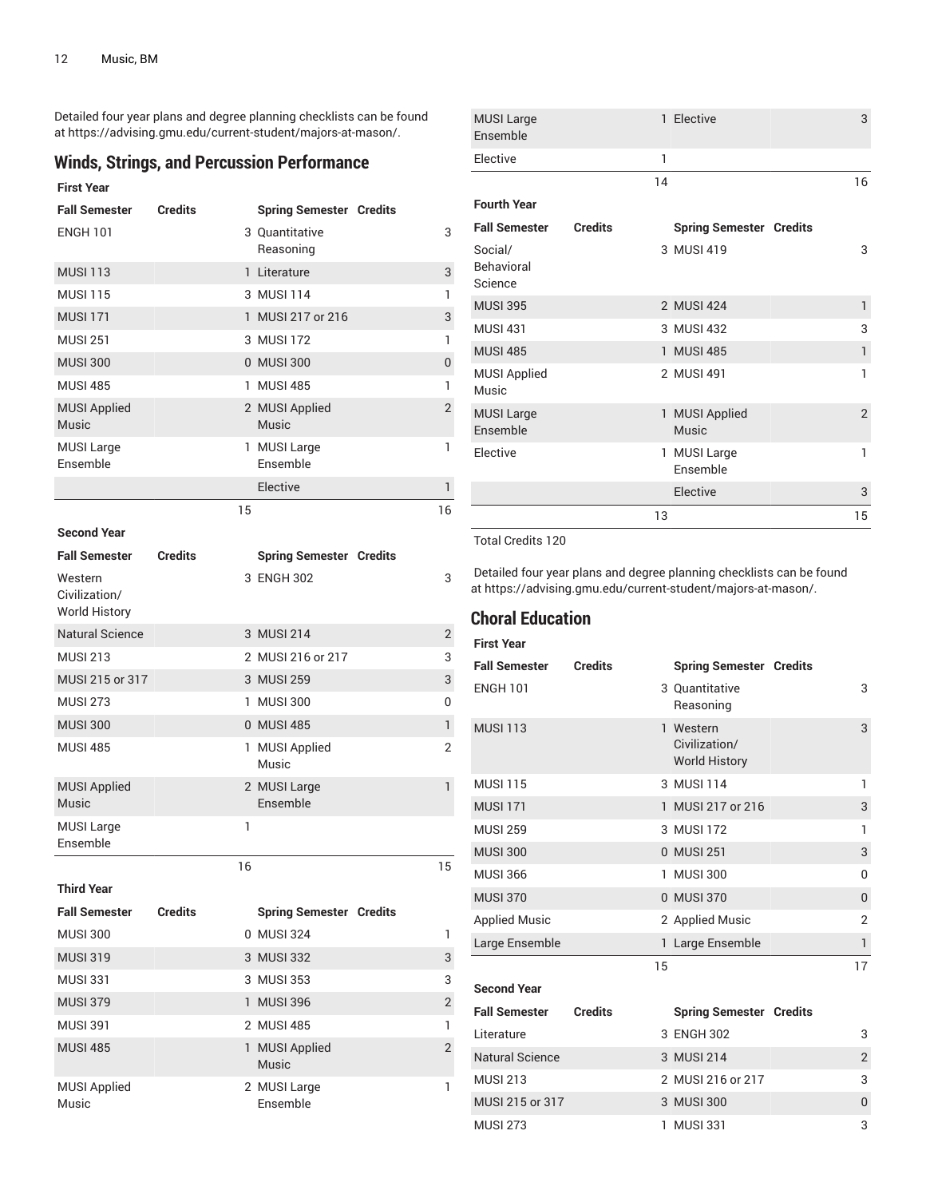Detailed four year plans and degree planning checklists can be found at https://advising.gmu.edu/current-student/majors-at-mason/.

## Winds, Strings, and Percussion Performance

| First Year | | | |
|---|---|---|---|
| **Fall Semester** | **Credits** | **Spring Semester** | **Credits** |
| ENGH 101 | 3 | Quantitative Reasoning | 3 |
| MUSI 113 | 1 | Literature | 3 |
| MUSI 115 | 3 | MUSI 114 | 1 |
| MUSI 171 | 1 | MUSI 217 or 216 | 3 |
| MUSI 251 | 3 | MUSI 172 | 1 |
| MUSI 300 | 0 | MUSI 300 | 0 |
| MUSI 485 | 1 | MUSI 485 | 1 |
| MUSI Applied Music | 2 | MUSI Applied Music | 2 |
| MUSI Large Ensemble | 1 | MUSI Large Ensemble | 1 |
| | | Elective | 1 |
| | 15 | | 16 |
| **Second Year** | | | |
| **Fall Semester** | **Credits** | **Spring Semester** | **Credits** |
| Western Civilization/ World History | 3 | ENGH 302 | 3 |
| Natural Science | 3 | MUSI 214 | 2 |
| MUSI 213 | 2 | MUSI 216 or 217 | 3 |
| MUSI 215 or 317 | 3 | MUSI 259 | 3 |
| MUSI 273 | 1 | MUSI 300 | 0 |
| MUSI 300 | 0 | MUSI 485 | 1 |
| MUSI 485 | 1 | MUSI Applied Music | 2 |
| MUSI Applied Music | 2 | MUSI Large Ensemble | 1 |
| MUSI Large Ensemble | 1 | | |
| | 16 | | 15 |
| **Third Year** | | | |
| **Fall Semester** | **Credits** | **Spring Semester** | **Credits** |
| MUSI 300 | 0 | MUSI 324 | 1 |
| MUSI 319 | 3 | MUSI 332 | 3 |
| MUSI 331 | 3 | MUSI 353 | 3 |
| MUSI 379 | 1 | MUSI 396 | 2 |
| MUSI 391 | 2 | MUSI 485 | 1 |
| MUSI 485 | 1 | MUSI Applied Music | 2 |
| MUSI Applied Music | 2 | MUSI Large Ensemble | 1 |
| MUSI Large Ensemble | 1 | Elective | 3 |
| Elective | 1 | | |
| | 14 | | 16 |
| **Fourth Year** | | | |
| **Fall Semester** | **Credits** | **Spring Semester** | **Credits** |
| Social/ Behavioral Science | 3 | MUSI 419 | 3 |
| MUSI 395 | 2 | MUSI 424 | 1 |
| MUSI 431 | 3 | MUSI 432 | 3 |
| MUSI 485 | 1 | MUSI 485 | 1 |
| MUSI Applied Music | 2 | MUSI 491 | 1 |
| MUSI Large Ensemble | 1 | MUSI Applied Music | 2 |
| Elective | 1 | MUSI Large Ensemble | 1 |
| | | Elective | 3 |
| | 13 | | 15 |

Total Credits 120

Detailed four year plans and degree planning checklists can be found at https://advising.gmu.edu/current-student/majors-at-mason/.

## Choral Education

| First Year | | | |
|---|---|---|---|
| **Fall Semester** | **Credits** | **Spring Semester** | **Credits** |
| ENGH 101 | 3 | Quantitative Reasoning | 3 |
| MUSI 113 | 1 | Western Civilization/ World History | 3 |
| MUSI 115 | 3 | MUSI 114 | 1 |
| MUSI 171 | 1 | MUSI 217 or 216 | 3 |
| MUSI 259 | 3 | MUSI 172 | 1 |
| MUSI 300 | 0 | MUSI 251 | 3 |
| MUSI 366 | 1 | MUSI 300 | 0 |
| MUSI 370 | 0 | MUSI 370 | 0 |
| Applied Music | 2 | Applied Music | 2 |
| Large Ensemble | 1 | Large Ensemble | 1 |
| | 15 | | 17 |
| **Second Year** | | | |
| **Fall Semester** | **Credits** | **Spring Semester** | **Credits** |
| Literature | 3 | ENGH 302 | 3 |
| Natural Science | 3 | MUSI 214 | 2 |
| MUSI 213 | 2 | MUSI 216 or 217 | 3 |
| MUSI 215 or 317 | 3 | MUSI 300 | 0 |
| MUSI 273 | 1 | MUSI 331 | 3 |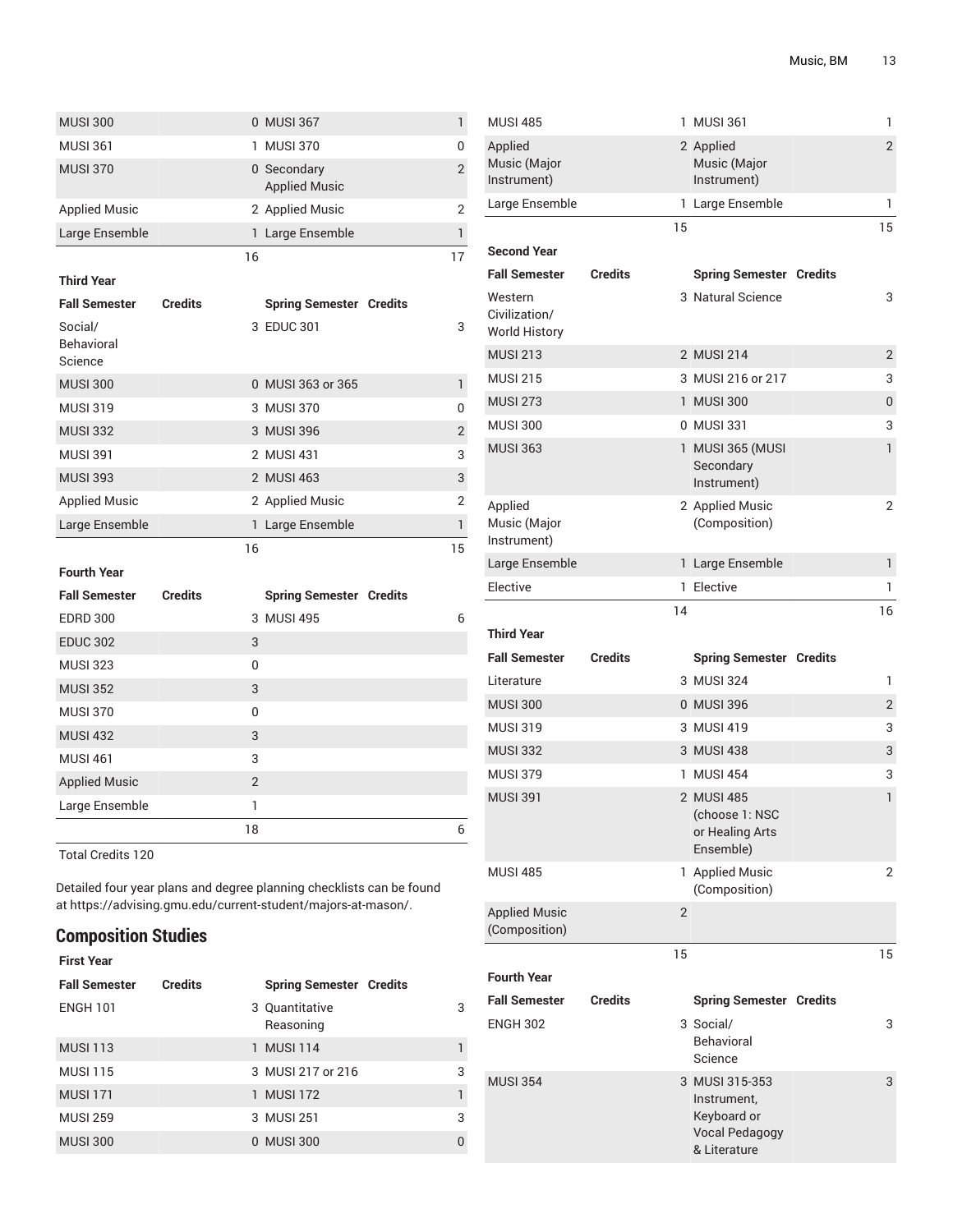| | | | |
|---|---|---|---|
| MUSI 300 | 0 | MUSI 367 | 1 |
| MUSI 361 | 1 | MUSI 370 | 0 |
| MUSI 370 | 0 | Secondary Applied Music | 2 |
| Applied Music | 2 | Applied Music | 2 |
| Large Ensemble | 1 | Large Ensemble | 1 |
| | 16 | | 17 |

**Third Year**

| Fall Semester | Credits | Spring Semester | Credits |
|---|---|---|---|
| Social/ Behavioral Science | 3 | EDUC 301 | 3 |
| MUSI 300 | 0 | MUSI 363 or 365 | 1 |
| MUSI 319 | 3 | MUSI 370 | 0 |
| MUSI 332 | 3 | MUSI 396 | 2 |
| MUSI 391 | 2 | MUSI 431 | 3 |
| MUSI 393 | 2 | MUSI 463 | 3 |
| Applied Music | 2 | Applied Music | 2 |
| Large Ensemble | 1 | Large Ensemble | 1 |
| | 16 | | 15 |

**Fourth Year**

| Fall Semester | Credits | Spring Semester | Credits |
|---|---|---|---|
| EDRD 300 | 3 | MUSI 495 | 6 |
| EDUC 302 | 3 | | |
| MUSI 323 | 0 | | |
| MUSI 352 | 3 | | |
| MUSI 370 | 0 | | |
| MUSI 432 | 3 | | |
| MUSI 461 | 3 | | |
| Applied Music | 2 | | |
| Large Ensemble | 1 | | |
| | 18 | | 6 |

Total Credits 120

Detailed four year plans and degree planning checklists can be found at https://advising.gmu.edu/current-student/majors-at-mason/.

## Composition Studies

**First Year**

| Fall Semester | Credits | Spring Semester | Credits |
|---|---|---|---|
| ENGH 101 | 3 | Quantitative Reasoning | 3 |
| MUSI 113 | 1 | MUSI 114 | 1 |
| MUSI 115 | 3 | MUSI 217 or 216 | 3 |
| MUSI 171 | 1 | MUSI 172 | 1 |
| MUSI 259 | 3 | MUSI 251 | 3 |
| MUSI 300 | 0 | MUSI 300 | 0 |
| MUSI 485 | 1 | MUSI 361 | 1 |
| Applied Music (Major Instrument) | 2 | Applied Music (Major Instrument) | 2 |
| Large Ensemble | 1 | Large Ensemble | 1 |
| | 15 | | 15 |

**Second Year**

| Fall Semester | Credits | Spring Semester | Credits |
|---|---|---|---|
| Western Civilization/ World History | 3 | Natural Science | 3 |
| MUSI 213 | 2 | MUSI 214 | 2 |
| MUSI 215 | 3 | MUSI 216 or 217 | 3 |
| MUSI 273 | 1 | MUSI 300 | 0 |
| MUSI 300 | 0 | MUSI 331 | 3 |
| MUSI 363 | 1 | MUSI 365 (MUSI Secondary Instrument) | 1 |
| Applied Music (Major Instrument) | 2 | Applied Music (Composition) | 2 |
| Large Ensemble | 1 | Large Ensemble | 1 |
| Elective | 1 | Elective | 1 |
| | 14 | | 16 |

**Third Year**

| Fall Semester | Credits | Spring Semester | Credits |
|---|---|---|---|
| Literature | 3 | MUSI 324 | 1 |
| MUSI 300 | 0 | MUSI 396 | 2 |
| MUSI 319 | 3 | MUSI 419 | 3 |
| MUSI 332 | 3 | MUSI 438 | 3 |
| MUSI 379 | 1 | MUSI 454 | 3 |
| MUSI 391 | 2 | MUSI 485 (choose 1: NSC or Healing Arts Ensemble) | 1 |
| MUSI 485 | 1 | Applied Music (Composition) | 2 |
| Applied Music (Composition) | 2 | | |
| | 15 | | 15 |

**Fourth Year**

| Fall Semester | Credits | Spring Semester | Credits |
|---|---|---|---|
| ENGH 302 | 3 | Social/ Behavioral Science | 3 |
| MUSI 354 | 3 | MUSI 315-353 Instrument, Keyboard or Vocal Pedagogy & Literature | 3 |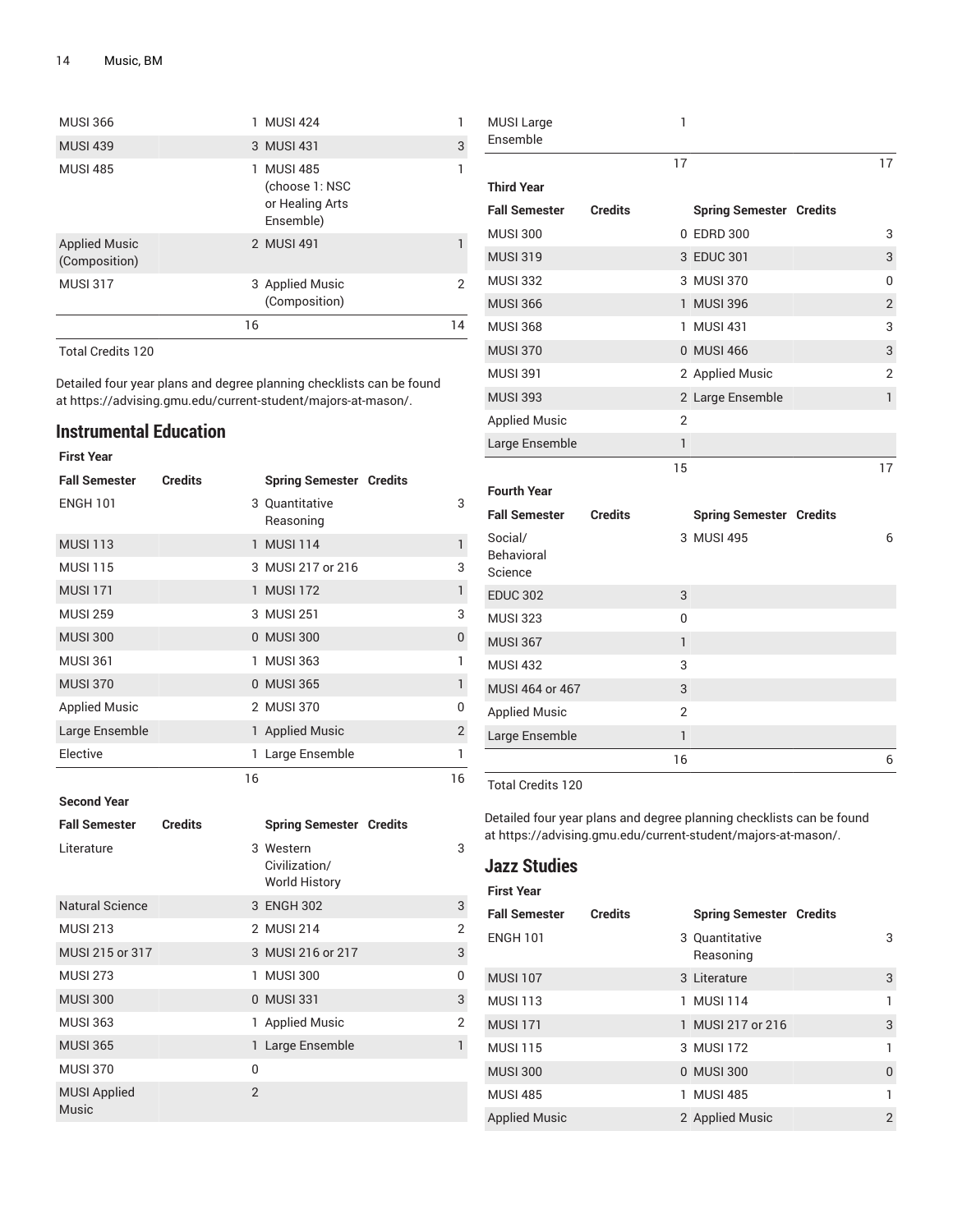| | | | |
|---|---|---|---|
| MUSI 366 | 1 | MUSI 424 | 1 |
| MUSI 439 | 3 | MUSI 431 | 3 |
| MUSI 485 | 1 | MUSI 485 (choose 1: NSC or Healing Arts Ensemble) | 1 |
| Applied Music (Composition) | 2 | MUSI 491 | 1 |
| MUSI 317 | 3 | Applied Music (Composition) | 2 |
| | 16 | | 14 |

Total Credits 120

Detailed four year plans and degree planning checklists can be found at https://advising.gmu.edu/current-student/majors-at-mason/.

## Instrumental Education

| First Year | | | |
|---|---|---|---|
| **Fall Semester** | **Credits** | **Spring Semester** | **Credits** |
| ENGH 101 | 3 | Quantitative Reasoning | 3 |
| MUSI 113 | 1 | MUSI 114 | 1 |
| MUSI 115 | 3 | MUSI 217 or 216 | 3 |
| MUSI 171 | 1 | MUSI 172 | 1 |
| MUSI 259 | 3 | MUSI 251 | 3 |
| MUSI 300 | 0 | MUSI 300 | 0 |
| MUSI 361 | 1 | MUSI 363 | 1 |
| MUSI 370 | 0 | MUSI 365 | 1 |
| Applied Music | 2 | MUSI 370 | 0 |
| Large Ensemble | 1 | Applied Music | 2 |
| Elective | 1 | Large Ensemble | 1 |
| | 16 | | 16 |
| **Second Year** | | | |
| **Fall Semester** | **Credits** | **Spring Semester** | **Credits** |
| Literature | 3 | Western Civilization/ World History | 3 |
| Natural Science | 3 | ENGH 302 | 3 |
| MUSI 213 | 2 | MUSI 214 | 2 |
| MUSI 215 or 317 | 3 | MUSI 216 or 217 | 3 |
| MUSI 273 | 1 | MUSI 300 | 0 |
| MUSI 300 | 0 | MUSI 331 | 3 |
| MUSI 363 | 1 | Applied Music | 2 |
| MUSI 365 | 1 | Large Ensemble | 1 |
| MUSI 370 | 0 | | |
| MUSI Applied Music | 2 | | |
| MUSI Large Ensemble | 1 | | |
| | 17 | | 17 |
| **Third Year** | | | |
| **Fall Semester** | **Credits** | **Spring Semester** | **Credits** |
| MUSI 300 | 0 | EDRD 300 | 3 |
| MUSI 319 | 3 | EDUC 301 | 3 |
| MUSI 332 | 3 | MUSI 370 | 0 |
| MUSI 366 | 1 | MUSI 396 | 2 |
| MUSI 368 | 1 | MUSI 431 | 3 |
| MUSI 370 | 0 | MUSI 466 | 3 |
| MUSI 391 | 2 | Applied Music | 2 |
| MUSI 393 | 2 | Large Ensemble | 1 |
| Applied Music | 2 | | |
| Large Ensemble | 1 | | |
| | 15 | | 17 |
| **Fourth Year** | | | |
| **Fall Semester** | **Credits** | **Spring Semester** | **Credits** |
| Social/ Behavioral Science | 3 | MUSI 495 | 6 |
| EDUC 302 | 3 | | |
| MUSI 323 | 0 | | |
| MUSI 367 | 1 | | |
| MUSI 432 | 3 | | |
| MUSI 464 or 467 | 3 | | |
| Applied Music | 2 | | |
| Large Ensemble | 1 | | |
| | 16 | | 6 |

Total Credits 120

Detailed four year plans and degree planning checklists can be found at https://advising.gmu.edu/current-student/majors-at-mason/.

## Jazz Studies

| First Year | | | |
|---|---|---|---|
| **Fall Semester** | **Credits** | **Spring Semester** | **Credits** |
| ENGH 101 | 3 | Quantitative Reasoning | 3 |
| MUSI 107 | 3 | Literature | 3 |
| MUSI 113 | 1 | MUSI 114 | 1 |
| MUSI 171 | 1 | MUSI 217 or 216 | 3 |
| MUSI 115 | 3 | MUSI 172 | 1 |
| MUSI 300 | 0 | MUSI 300 | 0 |
| MUSI 485 | 1 | MUSI 485 | 1 |
| Applied Music | 2 | Applied Music | 2 |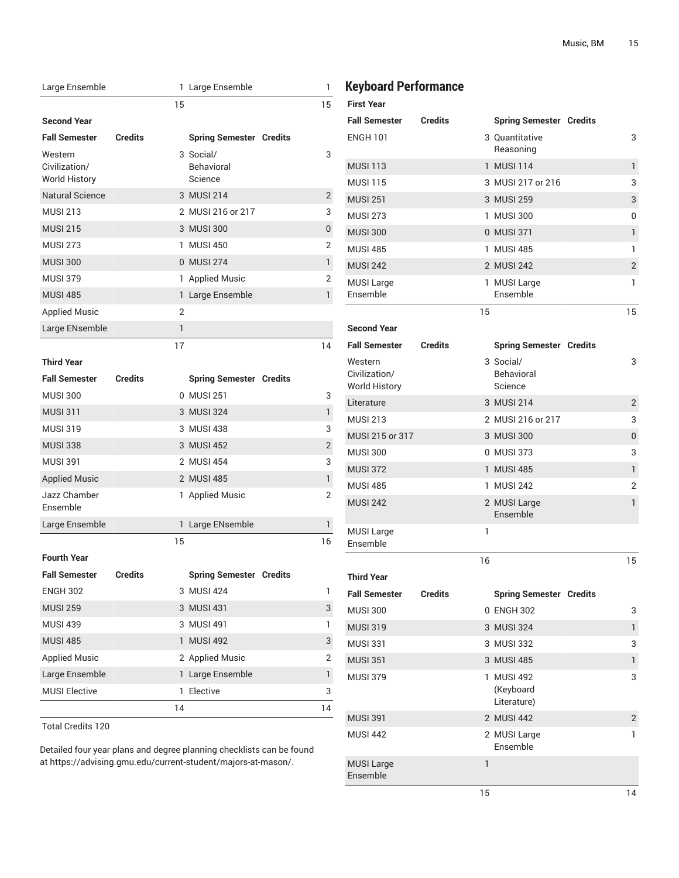| Fall Semester | Credits | Spring Semester | Credits |
|---|---|---|---|
| Large Ensemble | 1 | Large Ensemble | 1 |
| | 15 | | 15 |

**Second Year**

| Fall Semester | Credits | Spring Semester | Credits |
|---|---|---|---|
| Western Civilization/ World History | 3 | Social/ Behavioral Science | 3 |
| Natural Science | 3 | MUSI 214 | 2 |
| MUSI 213 | 2 | MUSI 216 or 217 | 3 |
| MUSI 215 | 3 | MUSI 300 | 0 |
| MUSI 273 | 1 | MUSI 450 | 2 |
| MUSI 300 | 0 | MUSI 274 | 1 |
| MUSI 379 | 1 | Applied Music | 2 |
| MUSI 485 | 1 | Large Ensemble | 1 |
| Applied Music | 2 | | |
| Large ENsemble | 1 | | |
| | 17 | | 14 |

**Third Year**

| Fall Semester | Credits | Spring Semester | Credits |
|---|---|---|---|
| MUSI 300 | 0 | MUSI 251 | 3 |
| MUSI 311 | 3 | MUSI 324 | 1 |
| MUSI 319 | 3 | MUSI 438 | 3 |
| MUSI 338 | 3 | MUSI 452 | 2 |
| MUSI 391 | 2 | MUSI 454 | 3 |
| Applied Music | 2 | MUSI 485 | 1 |
| Jazz Chamber Ensemble | 1 | Applied Music | 2 |
| Large Ensemble | 1 | Large ENsemble | 1 |
| | 15 | | 16 |

**Fourth Year**

| Fall Semester | Credits | Spring Semester | Credits |
|---|---|---|---|
| ENGH 302 | 3 | MUSI 424 | 1 |
| MUSI 259 | 3 | MUSI 431 | 3 |
| MUSI 439 | 3 | MUSI 491 | 1 |
| MUSI 485 | 1 | MUSI 492 | 3 |
| Applied Music | 2 | Applied Music | 2 |
| Large Ensemble | 1 | Large Ensemble | 1 |
| MUSI Elective | 1 | Elective | 3 |
| | 14 | | 14 |

Total Credits 120

Detailed four year plans and degree planning checklists can be found at https://advising.gmu.edu/current-student/majors-at-mason/.

## Keyboard Performance

**First Year**

| Fall Semester | Credits | Spring Semester | Credits |
|---|---|---|---|
| ENGH 101 | 3 | Quantitative Reasoning | 3 |
| MUSI 113 | 1 | MUSI 114 | 1 |
| MUSI 115 | 3 | MUSI 217 or 216 | 3 |
| MUSI 251 | 3 | MUSI 259 | 3 |
| MUSI 273 | 1 | MUSI 300 | 0 |
| MUSI 300 | 0 | MUSI 371 | 1 |
| MUSI 485 | 1 | MUSI 485 | 1 |
| MUSI 242 | 2 | MUSI 242 | 2 |
| MUSI Large Ensemble | 1 | MUSI Large Ensemble | 1 |
| | 15 | | 15 |

**Second Year**

| Fall Semester | Credits | Spring Semester | Credits |
|---|---|---|---|
| Western Civilization/ World History | 3 | Social/ Behavioral Science | 3 |
| Literature | 3 | MUSI 214 | 2 |
| MUSI 213 | 2 | MUSI 216 or 217 | 3 |
| MUSI 215 or 317 | 3 | MUSI 300 | 0 |
| MUSI 300 | 0 | MUSI 373 | 3 |
| MUSI 372 | 1 | MUSI 485 | 1 |
| MUSI 485 | 1 | MUSI 242 | 2 |
| MUSI 242 | 2 | MUSI Large Ensemble | 1 |
| MUSI Large Ensemble | 1 | | |
| | 16 | | 15 |

**Third Year**

| Fall Semester | Credits | Spring Semester | Credits |
|---|---|---|---|
| MUSI 300 | 0 | ENGH 302 | 3 |
| MUSI 319 | 3 | MUSI 324 | 1 |
| MUSI 331 | 3 | MUSI 332 | 3 |
| MUSI 351 | 3 | MUSI 485 | 1 |
| MUSI 379 | 1 | MUSI 492 (Keyboard Literature) | 3 |
| MUSI 391 | 2 | MUSI 442 | 2 |
| MUSI 442 | 2 | MUSI Large Ensemble | 1 |
| MUSI Large Ensemble | 1 | | |
| | 15 | | 14 |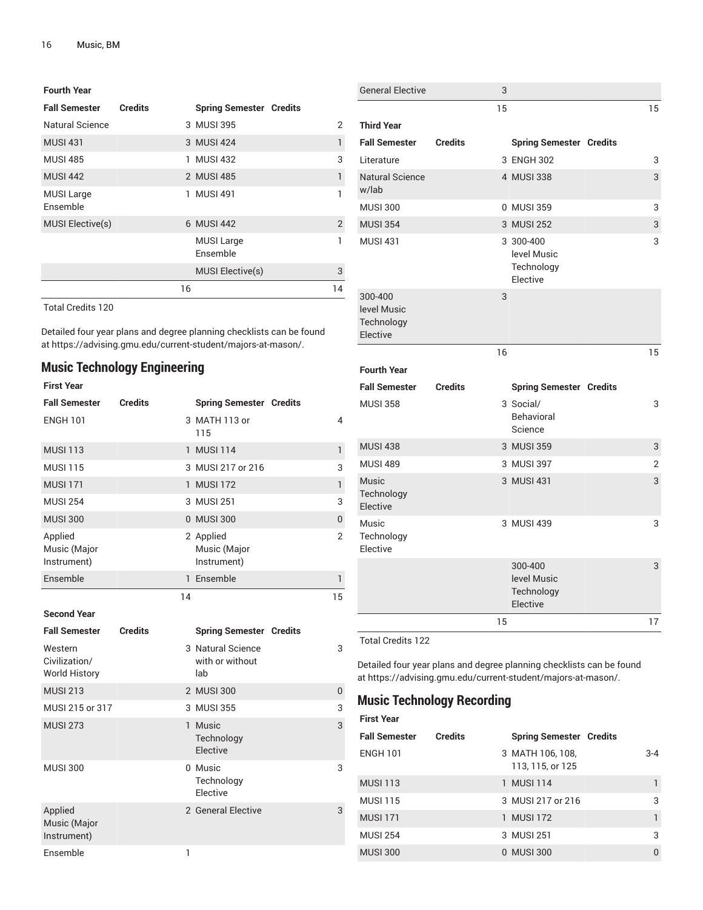**Fourth Year**

| Fall Semester | Credits | Spring Semester | Credits |
| --- | --- | --- | --- |
| Natural Science | 3 | MUSI 395 | 2 |
| MUSI 431 | 3 | MUSI 424 | 1 |
| MUSI 485 | 1 | MUSI 432 | 3 |
| MUSI 442 | 2 | MUSI 485 | 1 |
| MUSI Large Ensemble | 1 | MUSI 491 | 1 |
| MUSI Elective(s) | 6 | MUSI 442 | 2 |
| | | MUSI Large Ensemble | 1 |
| | | MUSI Elective(s) | 3 |
| | 16 | | 14 |

Total Credits 120

Detailed four year plans and degree planning checklists can be found at https://advising.gmu.edu/current-student/majors-at-mason/.

## Music Technology Engineering

**First Year**

| Fall Semester | Credits | Spring Semester | Credits |
| --- | --- | --- | --- |
| ENGH 101 | 3 | MATH 113 or 115 | 4 |
| MUSI 113 | 1 | MUSI 114 | 1 |
| MUSI 115 | 3 | MUSI 217 or 216 | 3 |
| MUSI 171 | 1 | MUSI 172 | 1 |
| MUSI 254 | 3 | MUSI 251 | 3 |
| MUSI 300 | 0 | MUSI 300 | 0 |
| Applied Music (Major Instrument) | 2 | Applied Music (Major Instrument) | 2 |
| Ensemble | 1 | Ensemble | 1 |
| | 14 | | 15 |

**Second Year**

| Fall Semester | Credits | Spring Semester | Credits |
| --- | --- | --- | --- |
| Western Civilization/ World History | 3 | Natural Science with or without lab | 3 |
| MUSI 213 | 2 | MUSI 300 | 0 |
| MUSI 215 or 317 | 3 | MUSI 355 | 3 |
| MUSI 273 | 1 | Music Technology Elective | 3 |
| MUSI 300 | 0 | Music Technology Elective | 3 |
| Applied Music (Major Instrument) | 2 | General Elective | 3 |
| Ensemble | 1 | | |
| General Elective | 3 | | |
| | 15 | | 15 |

**Third Year**

| Fall Semester | Credits | Spring Semester | Credits |
| --- | --- | --- | --- |
| Literature | 3 | ENGH 302 | 3 |
| Natural Science w/lab | 4 | MUSI 338 | 3 |
| MUSI 300 | 0 | MUSI 359 | 3 |
| MUSI 354 | 3 | MUSI 252 | 3 |
| MUSI 431 | 3 | 300-400 level Music Technology Elective | 3 |
| 300-400 level Music Technology Elective | 3 | | |
| | 16 | | 15 |

**Fourth Year**

| Fall Semester | Credits | Spring Semester | Credits |
| --- | --- | --- | --- |
| MUSI 358 | 3 | Social/ Behavioral Science | 3 |
| MUSI 438 | 3 | MUSI 359 | 3 |
| MUSI 489 | 3 | MUSI 397 | 2 |
| Music Technology Elective | 3 | MUSI 431 | 3 |
| Music Technology Elective | 3 | MUSI 439 | 3 |
| | | 300-400 level Music Technology Elective | 3 |
| | 15 | | 17 |

Total Credits 122

Detailed four year plans and degree planning checklists can be found at https://advising.gmu.edu/current-student/majors-at-mason/.

## Music Technology Recording

**First Year**

| Fall Semester | Credits | Spring Semester | Credits |
| --- | --- | --- | --- |
| ENGH 101 | 3 | MATH 106, 108, 113, 115, or 125 | 3-4 |
| MUSI 113 | 1 | MUSI 114 | 1 |
| MUSI 115 | 3 | MUSI 217 or 216 | 3 |
| MUSI 171 | 1 | MUSI 172 | 1 |
| MUSI 254 | 3 | MUSI 251 | 3 |
| MUSI 300 | 0 | MUSI 300 | 0 |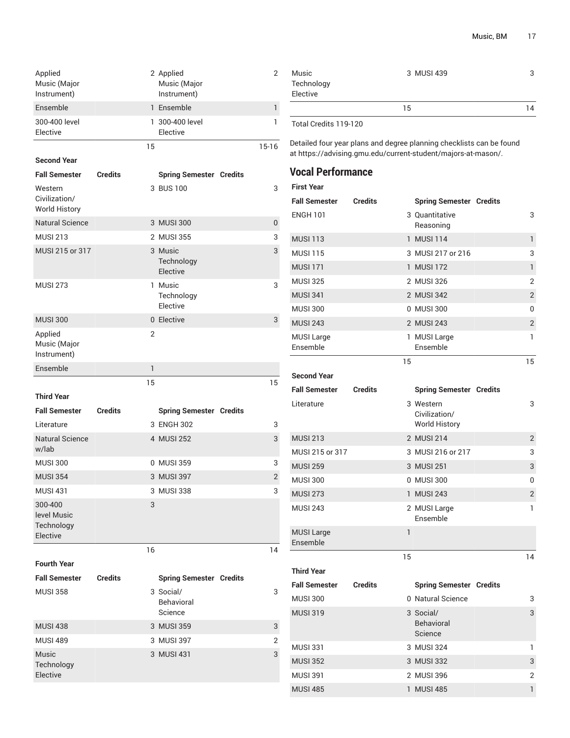| Fall Semester | Credits | Spring Semester | Credits |
|---|---|---|---|
| Applied Music (Major Instrument) | 2 | Applied Music (Major Instrument) | 2 |
| Ensemble | 1 | Ensemble | 1 |
| 300-400 level Elective | 1 | 300-400 level Elective | 1 |
| | 15 | | 15-16 |

**Second Year**

| Fall Semester | Credits | Spring Semester | Credits |
|---|---|---|---|
| Western Civilization/ World History | 3 | BUS 100 | 3 |
| Natural Science | 3 | MUSI 300 | 0 |
| MUSI 213 | 2 | MUSI 355 | 3 |
| MUSI 215 or 317 | 3 | Music Technology Elective | 3 |
| MUSI 273 | 1 | Music Technology Elective | 3 |
| MUSI 300 | 0 | Elective | 3 |
| Applied Music (Major Instrument) | 2 | | |
| Ensemble | 1 | | |
| | 15 | | 15 |

**Third Year**

| Fall Semester | Credits | Spring Semester | Credits |
|---|---|---|---|
| Literature | 3 | ENGH 302 | 3 |
| Natural Science w/lab | 4 | MUSI 252 | 3 |
| MUSI 300 | 0 | MUSI 359 | 3 |
| MUSI 354 | 3 | MUSI 397 | 2 |
| MUSI 431 | 3 | MUSI 338 | 3 |
| 300-400 level Music Technology Elective | 3 | | |
| | 16 | | 14 |

**Fourth Year**

| Fall Semester | Credits | Spring Semester | Credits |
|---|---|---|---|
| MUSI 358 | 3 | Social/ Behavioral Science | 3 |
| MUSI 438 | 3 | MUSI 359 | 3 |
| MUSI 489 | 3 | MUSI 397 | 2 |
| Music Technology Elective | 3 | MUSI 431 | 3 |
| Music Technology Elective | 3 | MUSI 439 | 3 |
| | 15 | | 14 |

Total Credits 119-120

Detailed four year plans and degree planning checklists can be found at https://advising.gmu.edu/current-student/majors-at-mason/.

## Vocal Performance

**First Year**

| Fall Semester | Credits | Spring Semester | Credits |
|---|---|---|---|
| ENGH 101 | 3 | Quantitative Reasoning | 3 |
| MUSI 113 | 1 | MUSI 114 | 1 |
| MUSI 115 | 3 | MUSI 217 or 216 | 3 |
| MUSI 171 | 1 | MUSI 172 | 1 |
| MUSI 325 | 2 | MUSI 326 | 2 |
| MUSI 341 | 2 | MUSI 342 | 2 |
| MUSI 300 | 0 | MUSI 300 | 0 |
| MUSI 243 | 2 | MUSI 243 | 2 |
| MUSI Large Ensemble | 1 | MUSI Large Ensemble | 1 |
| | 15 | | 15 |

**Second Year**

| Fall Semester | Credits | Spring Semester | Credits |
|---|---|---|---|
| Literature | 3 | Western Civilization/ World History | 3 |
| MUSI 213 | 2 | MUSI 214 | 2 |
| MUSI 215 or 317 | 3 | MUSI 216 or 217 | 3 |
| MUSI 259 | 3 | MUSI 251 | 3 |
| MUSI 300 | 0 | MUSI 300 | 0 |
| MUSI 273 | 1 | MUSI 243 | 2 |
| MUSI 243 | 2 | MUSI Large Ensemble | 1 |
| MUSI Large Ensemble | 1 | | |
| | 15 | | 14 |

**Third Year**

| Fall Semester | Credits | Spring Semester | Credits |
|---|---|---|---|
| MUSI 300 | 0 | Natural Science | 3 |
| MUSI 319 | 3 | Social/ Behavioral Science | 3 |
| MUSI 331 | 3 | MUSI 324 | 1 |
| MUSI 352 | 3 | MUSI 332 | 3 |
| MUSI 391 | 2 | MUSI 396 | 2 |
| MUSI 485 | 1 | MUSI 485 | 1 |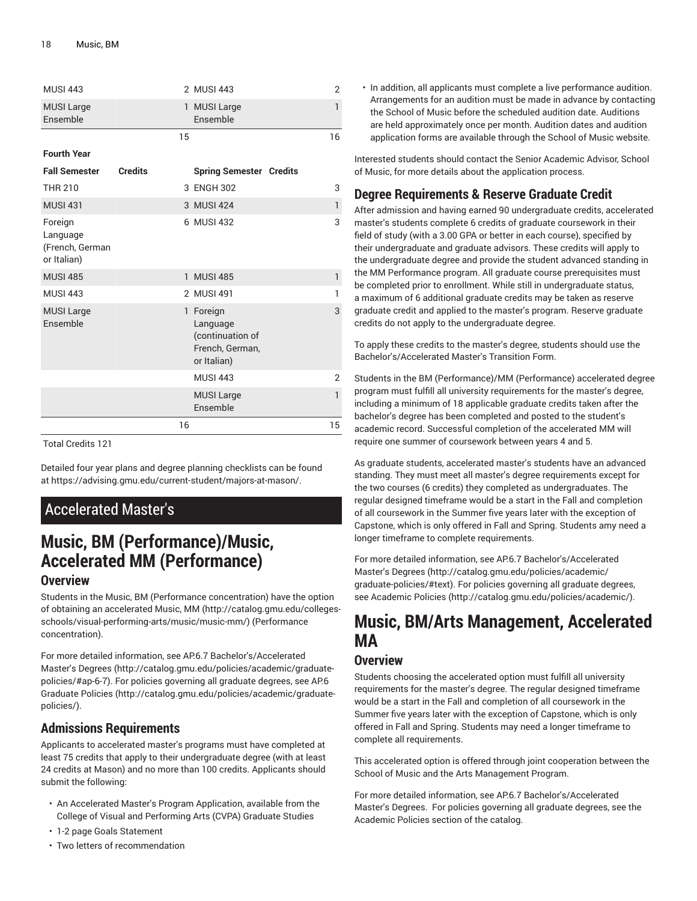| | | | |
|---|---|---|---|
| MUSI 443 | 2 | MUSI 443 | 2 |
| MUSI Large Ensemble | 1 | MUSI Large Ensemble | 1 |
| | 15 | | 16 |
| **Fourth Year** | | | |
| **Fall Semester** | **Credits** | **Spring Semester** | **Credits** |
| THR 210 | 3 | ENGH 302 | 3 |
| MUSI 431 | 3 | MUSI 424 | 1 |
| Foreign Language (French, German or Italian) | 6 | MUSI 432 | 3 |
| MUSI 485 | 1 | MUSI 485 | 1 |
| MUSI 443 | 2 | MUSI 491 | 1 |
| MUSI Large Ensemble | 1 | Foreign Language (continuation of French, German, or Italian) | 3 |
| | | MUSI 443 | 2 |
| | | MUSI Large Ensemble | 1 |
| | 16 | | 15 |

Total Credits 121

Detailed four year plans and degree planning checklists can be found at https://advising.gmu.edu/current-student/majors-at-mason/.

# Accelerated Master's

## Music, BM (Performance)/Music, Accelerated MM (Performance)

### Overview

Students in the Music, BM (Performance concentration) have the option of obtaining an accelerated Music, MM (http://catalog.gmu.edu/colleges-schools/visual-performing-arts/music/music-mm/) (Performance concentration).

For more detailed information, see AP.6.7 Bachelor's/Accelerated Master's Degrees (http://catalog.gmu.edu/policies/academic/graduate-policies/#ap-6-7). For policies governing all graduate degrees, see AP.6 Graduate Policies (http://catalog.gmu.edu/policies/academic/graduate-policies/).

### Admissions Requirements

Applicants to accelerated master's programs must have completed at least 75 credits that apply to their undergraduate degree (with at least 24 credits at Mason) and no more than 100 credits. Applicants should submit the following:

- An Accelerated Master's Program Application, available from the College of Visual and Performing Arts (CVPA) Graduate Studies
- 1-2 page Goals Statement
- Two letters of recommendation
- In addition, all applicants must complete a live performance audition. Arrangements for an audition must be made in advance by contacting the School of Music before the scheduled audition date. Auditions are held approximately once per month. Audition dates and audition application forms are available through the School of Music website.

Interested students should contact the Senior Academic Advisor, School of Music, for more details about the application process.

### Degree Requirements & Reserve Graduate Credit

After admission and having earned 90 undergraduate credits, accelerated master's students complete 6 credits of graduate coursework in their field of study (with a 3.00 GPA or better in each course), specified by their undergraduate and graduate advisors. These credits will apply to the undergraduate degree and provide the student advanced standing in the MM Performance program. All graduate course prerequisites must be completed prior to enrollment. While still in undergraduate status, a maximum of 6 additional graduate credits may be taken as reserve graduate credit and applied to the master's program. Reserve graduate credits do not apply to the undergraduate degree.

To apply these credits to the master's degree, students should use the Bachelor's/Accelerated Master's Transition Form.

Students in the BM (Performance)/MM (Performance) accelerated degree program must fulfill all university requirements for the master's degree, including a minimum of 18 applicable graduate credits taken after the bachelor's degree has been completed and posted to the student's academic record. Successful completion of the accelerated MM will require one summer of coursework between years 4 and 5.

As graduate students, accelerated master's students have an advanced standing. They must meet all master's degree requirements except for the two courses (6 credits) they completed as undergraduates. The regular designed timeframe would be a start in the Fall and completion of all coursework in the Summer five years later with the exception of Capstone, which is only offered in Fall and Spring. Students amy need a longer timeframe to complete requirements.

For more detailed information, see AP.6.7 Bachelor's/Accelerated Master's Degrees (http://catalog.gmu.edu/policies/academic/graduate-policies/#text). For policies governing all graduate degrees, see Academic Policies (http://catalog.gmu.edu/policies/academic/).

## Music, BM/Arts Management, Accelerated MA

### Overview

Students choosing the accelerated option must fulfill all university requirements for the master's degree. The regular designed timeframe would be a start in the Fall and completion of all coursework in the Summer five years later with the exception of Capstone, which is only offered in Fall and Spring. Students may need a longer timeframe to complete all requirements.

This accelerated option is offered through joint cooperation between the School of Music and the Arts Management Program.

For more detailed information, see AP.6.7 Bachelor's/Accelerated Master's Degrees. For policies governing all graduate degrees, see the Academic Policies section of the catalog.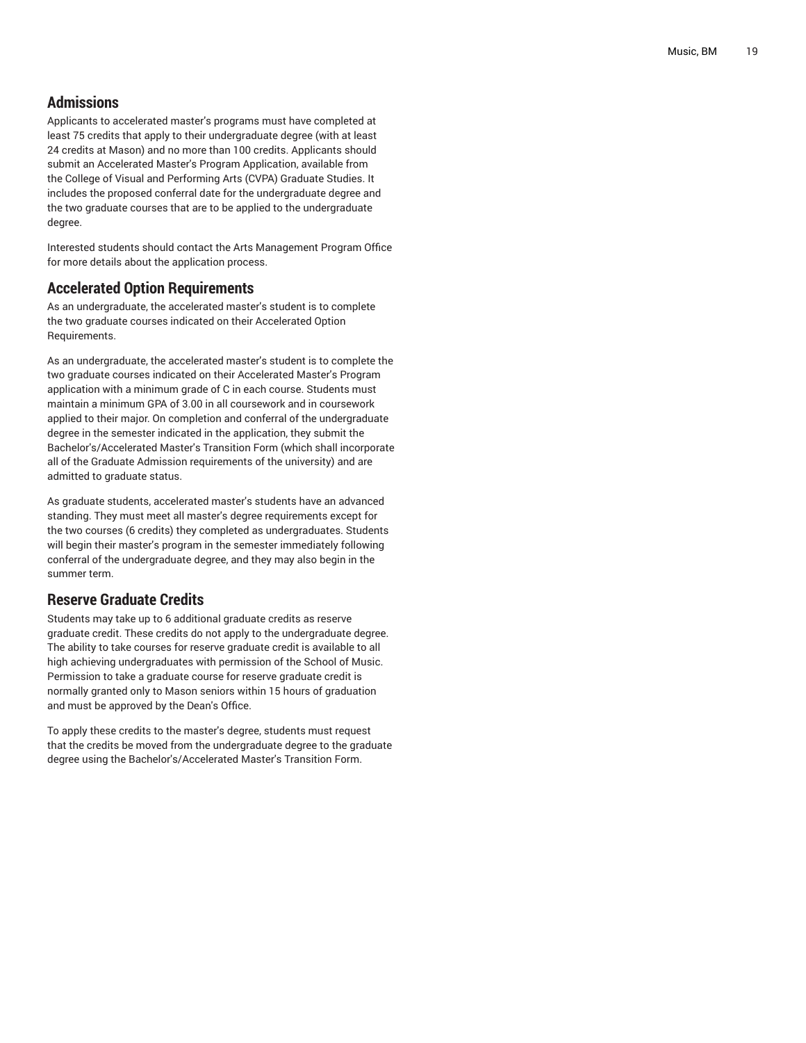## Admissions

Applicants to accelerated master's programs must have completed at least 75 credits that apply to their undergraduate degree (with at least 24 credits at Mason) and no more than 100 credits. Applicants should submit an Accelerated Master's Program Application, available from the College of Visual and Performing Arts (CVPA) Graduate Studies. It includes the proposed conferral date for the undergraduate degree and the two graduate courses that are to be applied to the undergraduate degree.

Interested students should contact the Arts Management Program Office for more details about the application process.

## Accelerated Option Requirements

As an undergraduate, the accelerated master's student is to complete the two graduate courses indicated on their Accelerated Option Requirements.

As an undergraduate, the accelerated master's student is to complete the two graduate courses indicated on their Accelerated Master's Program application with a minimum grade of C in each course. Students must maintain a minimum GPA of 3.00 in all coursework and in coursework applied to their major. On completion and conferral of the undergraduate degree in the semester indicated in the application, they submit the Bachelor's/Accelerated Master's Transition Form (which shall incorporate all of the Graduate Admission requirements of the university) and are admitted to graduate status.

As graduate students, accelerated master's students have an advanced standing. They must meet all master's degree requirements except for the two courses (6 credits) they completed as undergraduates. Students will begin their master's program in the semester immediately following conferral of the undergraduate degree, and they may also begin in the summer term.

## Reserve Graduate Credits

Students may take up to 6 additional graduate credits as reserve graduate credit. These credits do not apply to the undergraduate degree. The ability to take courses for reserve graduate credit is available to all high achieving undergraduates with permission of the School of Music. Permission to take a graduate course for reserve graduate credit is normally granted only to Mason seniors within 15 hours of graduation and must be approved by the Dean's Office.

To apply these credits to the master's degree, students must request that the credits be moved from the undergraduate degree to the graduate degree using the Bachelor's/Accelerated Master's Transition Form.